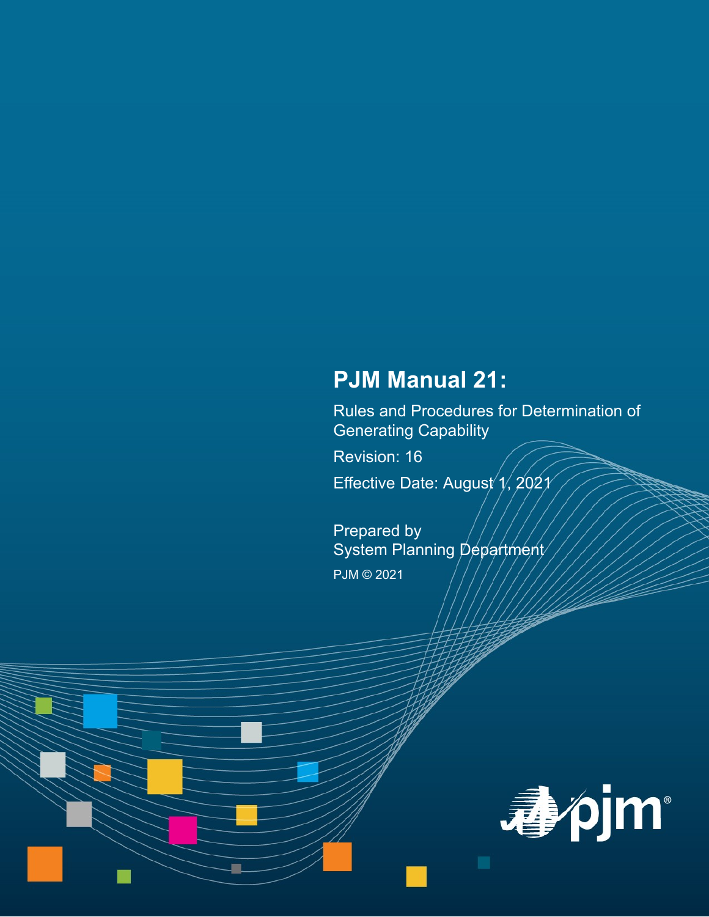# PJM Manual 21:

Rules and Procedures for Determination of Generating Capability

Revision: 16

Effective Date: August 1, 2021

Prepared by
System Planning Department

PJM © 2021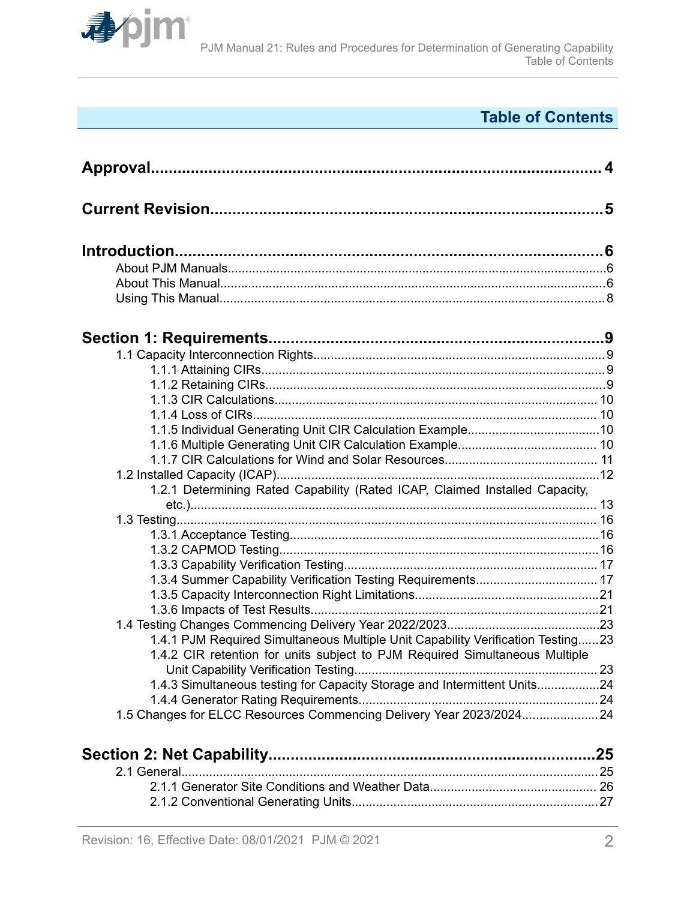# Table of Contents

**Approval** ..... 4

**Current Revision** ..... 5

**Introduction** ..... 6

- About PJM Manuals ..... 6
- About This Manual ..... 6
- Using This Manual ..... 8

**Section 1: Requirements** ..... 9

- 1.1 Capacity Interconnection Rights ..... 9
  - 1.1.1 Attaining CIRs ..... 9
  - 1.1.2 Retaining CIRs ..... 9
  - 1.1.3 CIR Calculations ..... 10
  - 1.1.4 Loss of CIRs ..... 10
  - 1.1.5 Individual Generating Unit CIR Calculation Example ..... 10
  - 1.1.6 Multiple Generating Unit CIR Calculation Example ..... 10
  - 1.1.7 CIR Calculations for Wind and Solar Resources ..... 11
- 1.2 Installed Capacity (ICAP) ..... 12
  - 1.2.1 Determining Rated Capability (Rated ICAP, Claimed Installed Capacity, etc.) ..... 13
- 1.3 Testing ..... 16
  - 1.3.1 Acceptance Testing ..... 16
  - 1.3.2 CAPMOD Testing ..... 16
  - 1.3.3 Capability Verification Testing ..... 17
  - 1.3.4 Summer Capability Verification Testing Requirements ..... 17
  - 1.3.5 Capacity Interconnection Right Limitations ..... 21
  - 1.3.6 Impacts of Test Results ..... 21
- 1.4 Testing Changes Commencing Delivery Year 2022/2023 ..... 23
  - 1.4.1 PJM Required Simultaneous Multiple Unit Capability Verification Testing ..... 23
  - 1.4.2 CIR retention for units subject to PJM Required Simultaneous Multiple Unit Capability Verification Testing ..... 23
  - 1.4.3 Simultaneous testing for Capacity Storage and Intermittent Units ..... 24
  - 1.4.4 Generator Rating Requirements ..... 24
- 1.5 Changes for ELCC Resources Commencing Delivery Year 2023/2024 ..... 24

**Section 2: Net Capability** ..... 25

- 2.1 General ..... 25
  - 2.1.1 Generator Site Conditions and Weather Data ..... 26
  - 2.1.2 Conventional Generating Units ..... 27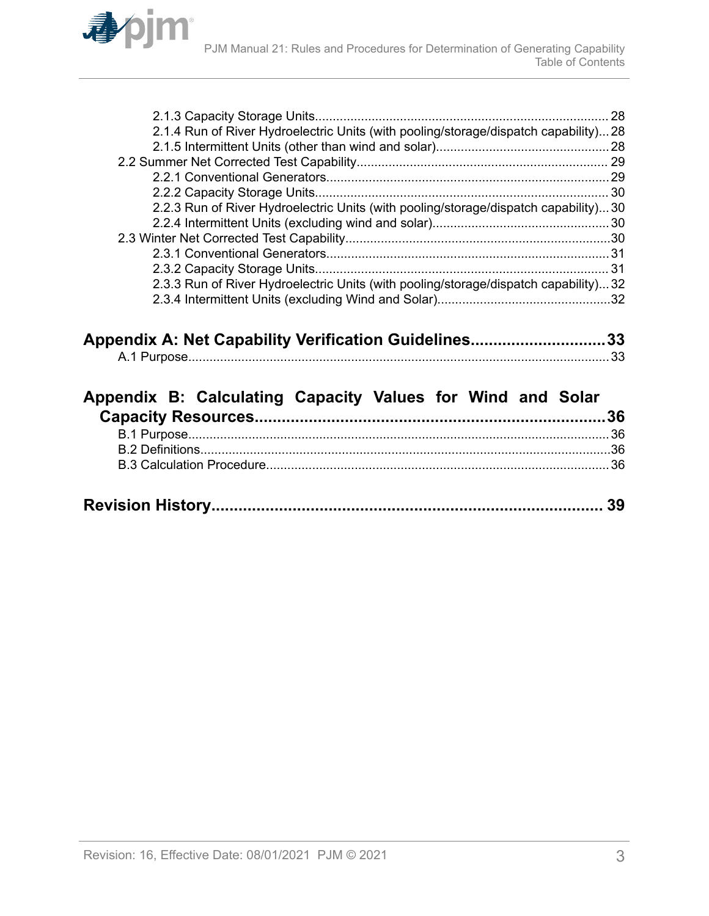2.1.3 Capacity Storage Units........................................................................................28
2.1.4 Run of River Hydroelectric Units (with pooling/storage/dispatch capability)....28
2.1.5 Intermittent Units (other than wind and solar)..................................................28
2.2 Summer Net Corrected Test Capability......................................................................29
2.2.1 Conventional Generators..................................................................................29
2.2.2 Capacity Storage Units.....................................................................................30
2.2.3 Run of River Hydroelectric Units (with pooling/storage/dispatch capability)....30
2.2.4 Intermittent Units (excluding wind and solar)...................................................30
2.3 Winter Net Corrected Test Capability.........................................................................30
2.3.1 Conventional Generators..................................................................................31
2.3.2 Capacity Storage Units.....................................................................................31
2.3.3 Run of River Hydroelectric Units (with pooling/storage/dispatch capability)....32
2.3.4 Intermittent Units (excluding Wind and Solar)..................................................32

**Appendix A: Net Capability Verification Guidelines.............................33**
A.1 Purpose.....................................................................................................................33

**Appendix B: Calculating Capacity Values for Wind and Solar Capacity Resources..............................................................................36**
B.1 Purpose.....................................................................................................................36
B.2 Definitions.................................................................................................................36
B.3 Calculation Procedure...............................................................................................36

**Revision History.......................................................................................39**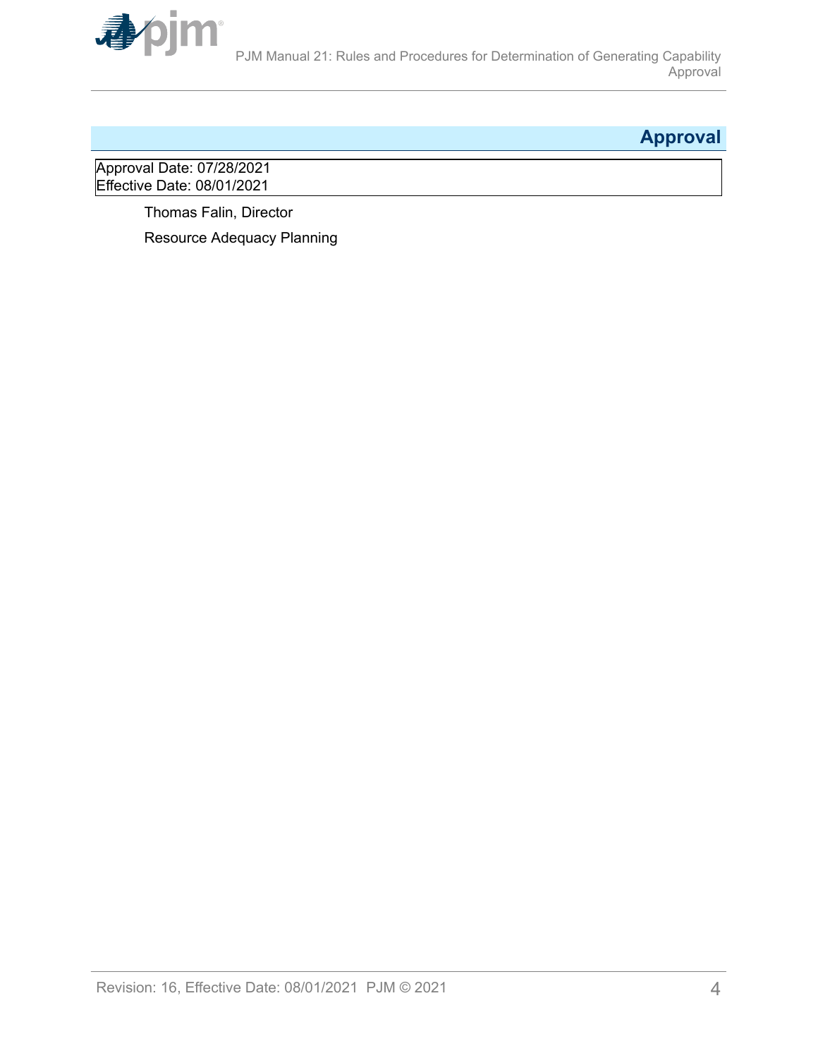# Approval

Approval Date: 07/28/2021
Effective Date: 08/01/2021

Thomas Falin, Director

Resource Adequacy Planning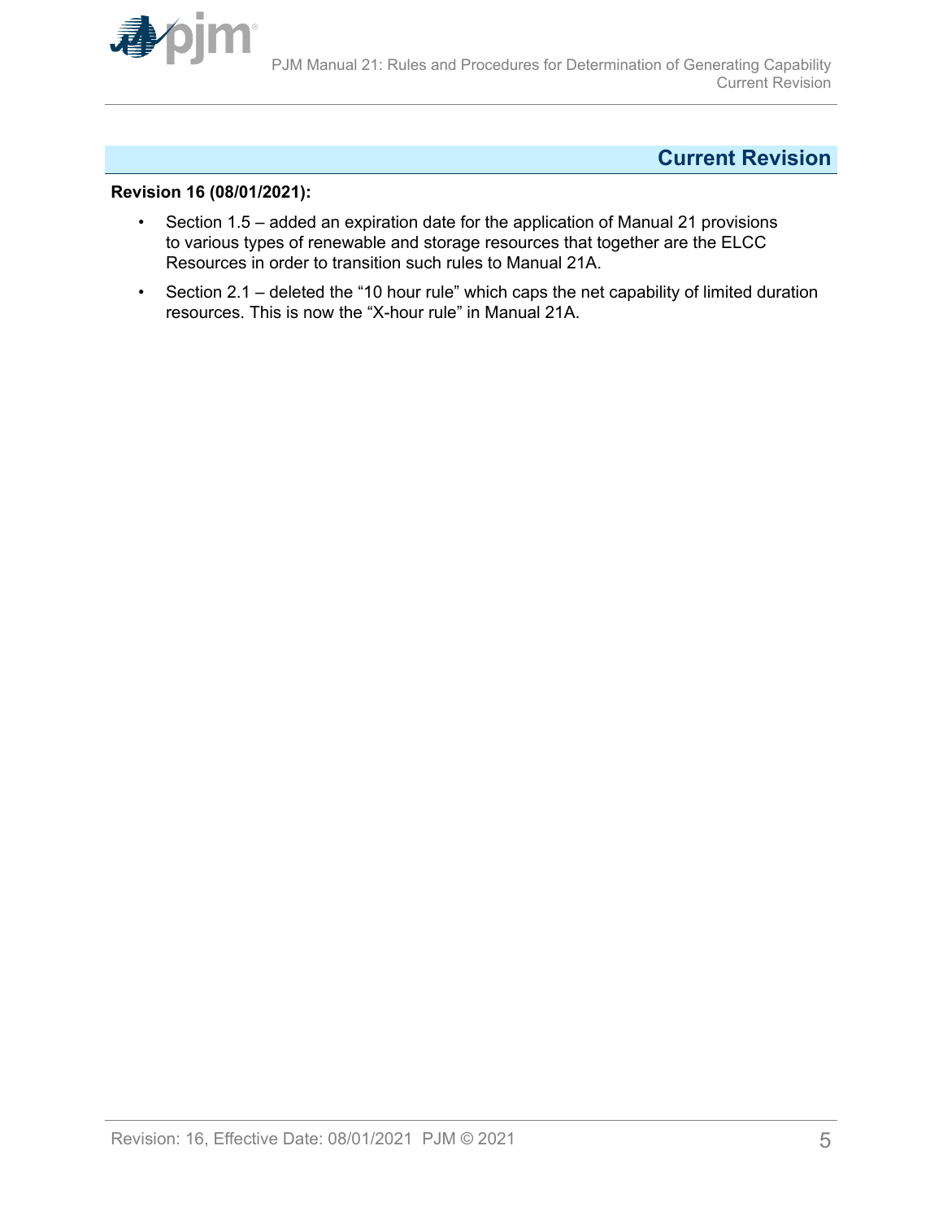## Current Revision

**Revision 16 (08/01/2021):**

- Section 1.5 – added an expiration date for the application of Manual 21 provisions to various types of renewable and storage resources that together are the ELCC Resources in order to transition such rules to Manual 21A.
- Section 2.1 – deleted the "10 hour rule" which caps the net capability of limited duration resources. This is now the "X-hour rule" in Manual 21A.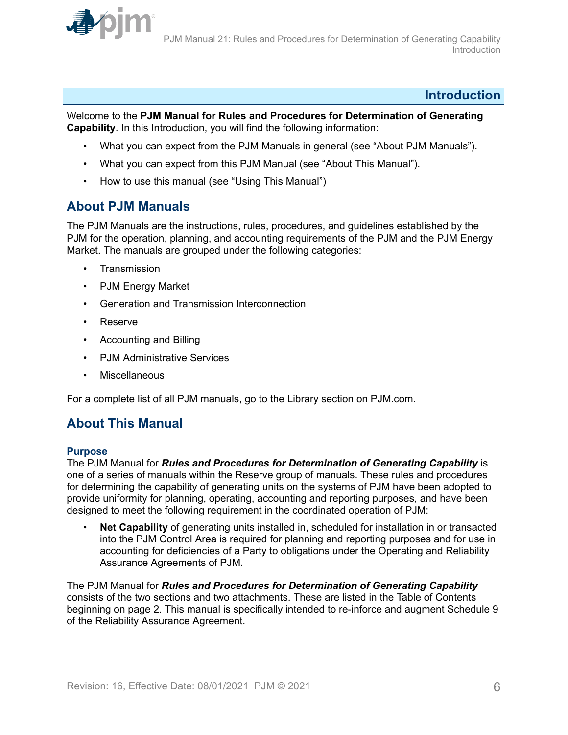# Introduction

Welcome to the **PJM Manual for Rules and Procedures for Determination of Generating Capability**. In this Introduction, you will find the following information:

- What you can expect from the PJM Manuals in general (see "About PJM Manuals").
- What you can expect from this PJM Manual (see "About This Manual").
- How to use this manual (see "Using This Manual")

## About PJM Manuals

The PJM Manuals are the instructions, rules, procedures, and guidelines established by the PJM for the operation, planning, and accounting requirements of the PJM and the PJM Energy Market. The manuals are grouped under the following categories:

- Transmission
- PJM Energy Market
- Generation and Transmission Interconnection
- Reserve
- Accounting and Billing
- PJM Administrative Services
- Miscellaneous

For a complete list of all PJM manuals, go to the Library section on PJM.com.

## About This Manual

### Purpose

The PJM Manual for ***Rules and Procedures for Determination of Generating Capability*** is one of a series of manuals within the Reserve group of manuals. These rules and procedures for determining the capability of generating units on the systems of PJM have been adopted to provide uniformity for planning, operating, accounting and reporting purposes, and have been designed to meet the following requirement in the coordinated operation of PJM:

- **Net Capability** of generating units installed in, scheduled for installation in or transacted into the PJM Control Area is required for planning and reporting purposes and for use in accounting for deficiencies of a Party to obligations under the Operating and Reliability Assurance Agreements of PJM.

The PJM Manual for ***Rules and Procedures for Determination of Generating Capability*** consists of the two sections and two attachments. These are listed in the Table of Contents beginning on page 2. This manual is specifically intended to re-inforce and augment Schedule 9 of the Reliability Assurance Agreement.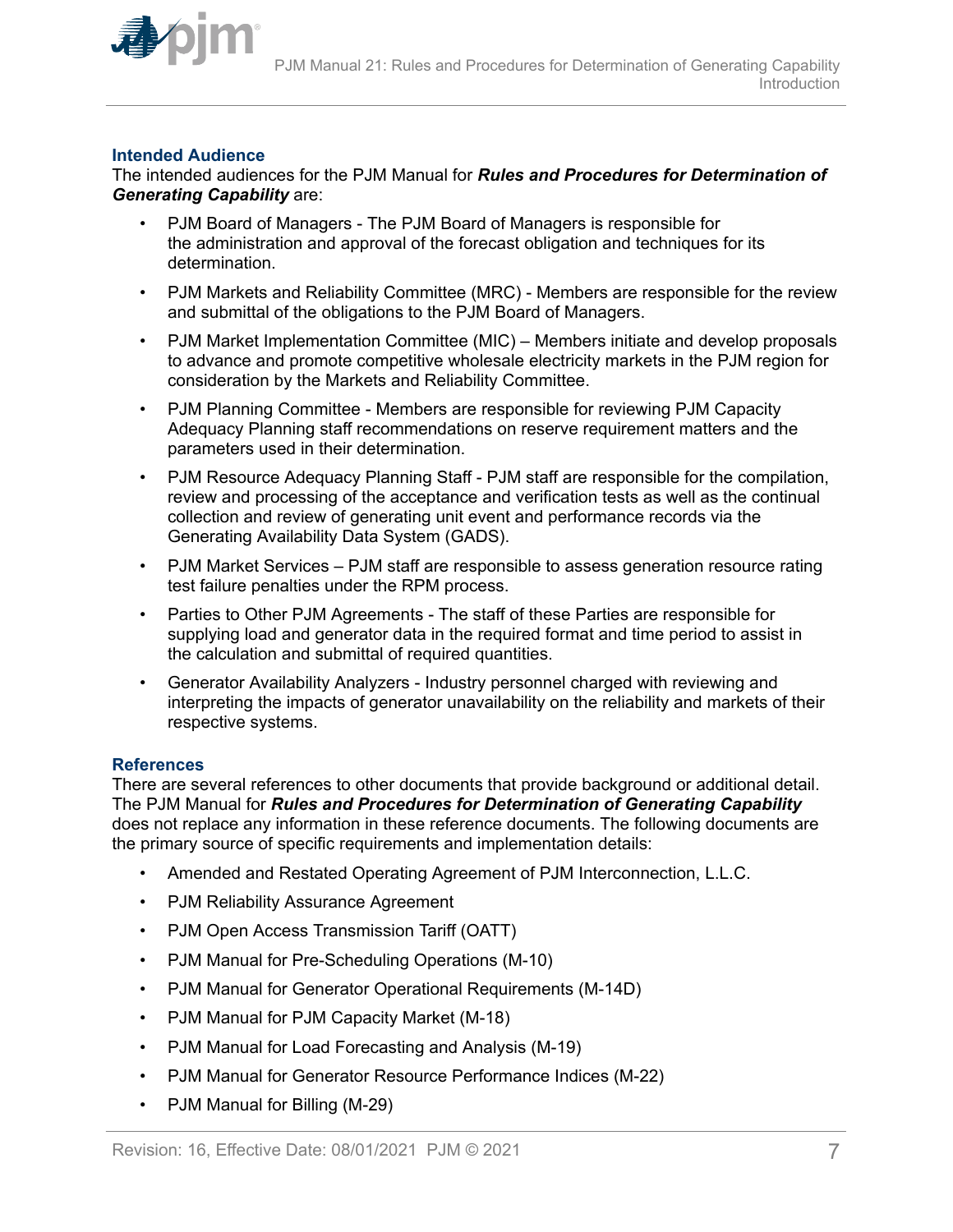### Intended Audience

The intended audiences for the PJM Manual for ***Rules and Procedures for Determination of Generating Capability*** are:

- PJM Board of Managers - The PJM Board of Managers is responsible for the administration and approval of the forecast obligation and techniques for its determination.
- PJM Markets and Reliability Committee (MRC) - Members are responsible for the review and submittal of the obligations to the PJM Board of Managers.
- PJM Market Implementation Committee (MIC) – Members initiate and develop proposals to advance and promote competitive wholesale electricity markets in the PJM region for consideration by the Markets and Reliability Committee.
- PJM Planning Committee - Members are responsible for reviewing PJM Capacity Adequacy Planning staff recommendations on reserve requirement matters and the parameters used in their determination.
- PJM Resource Adequacy Planning Staff - PJM staff are responsible for the compilation, review and processing of the acceptance and verification tests as well as the continual collection and review of generating unit event and performance records via the Generating Availability Data System (GADS).
- PJM Market Services – PJM staff are responsible to assess generation resource rating test failure penalties under the RPM process.
- Parties to Other PJM Agreements - The staff of these Parties are responsible for supplying load and generator data in the required format and time period to assist in the calculation and submittal of required quantities.
- Generator Availability Analyzers - Industry personnel charged with reviewing and interpreting the impacts of generator unavailability on the reliability and markets of their respective systems.

### References

There are several references to other documents that provide background or additional detail. The PJM Manual for ***Rules and Procedures for Determination of Generating Capability*** does not replace any information in these reference documents. The following documents are the primary source of specific requirements and implementation details:

- Amended and Restated Operating Agreement of PJM Interconnection, L.L.C.
- PJM Reliability Assurance Agreement
- PJM Open Access Transmission Tariff (OATT)
- PJM Manual for Pre-Scheduling Operations (M-10)
- PJM Manual for Generator Operational Requirements (M-14D)
- PJM Manual for PJM Capacity Market (M-18)
- PJM Manual for Load Forecasting and Analysis (M-19)
- PJM Manual for Generator Resource Performance Indices (M-22)
- PJM Manual for Billing (M-29)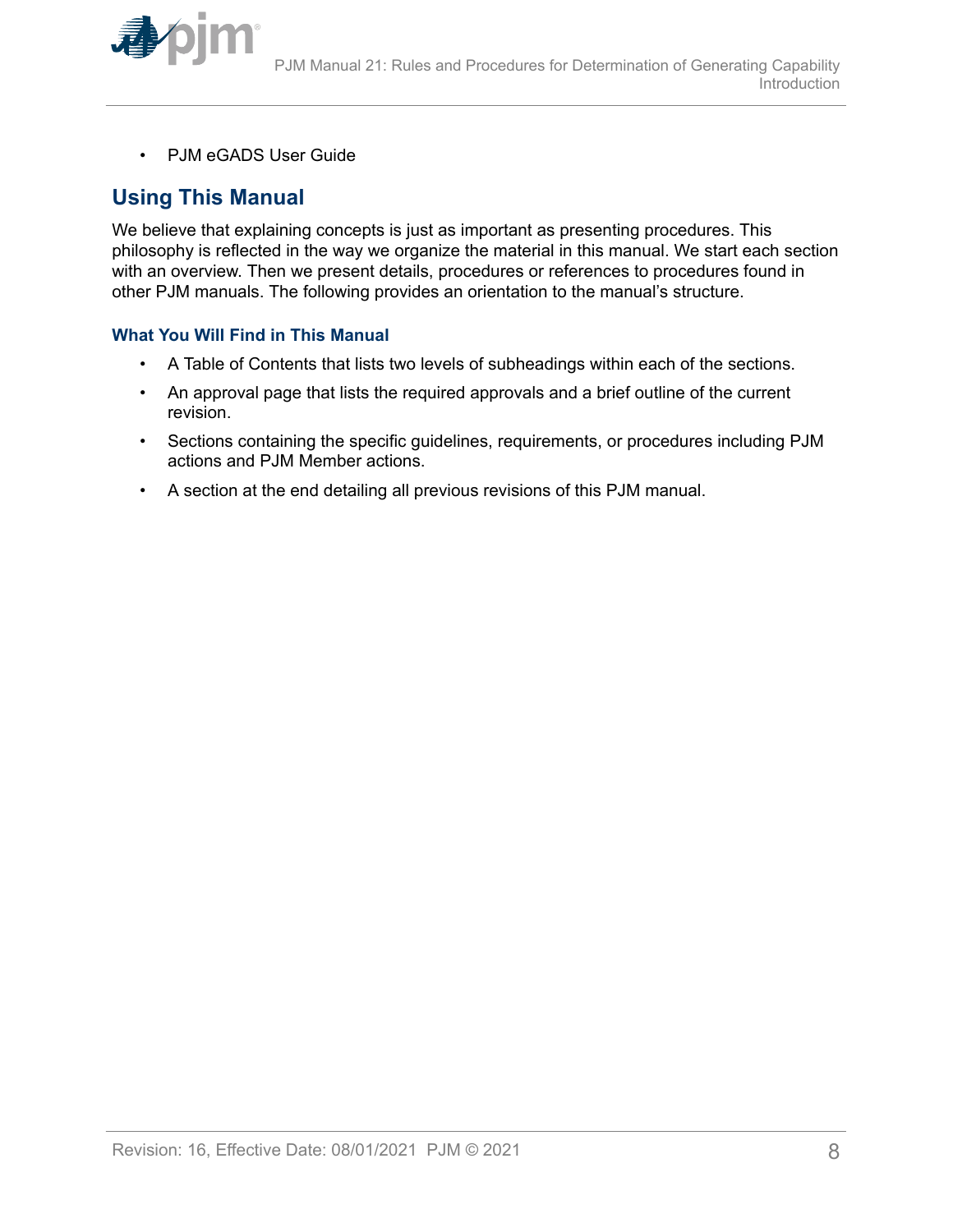- PJM eGADS User Guide

## Using This Manual

We believe that explaining concepts is just as important as presenting procedures. This philosophy is reflected in the way we organize the material in this manual. We start each section with an overview. Then we present details, procedures or references to procedures found in other PJM manuals. The following provides an orientation to the manual's structure.

### What You Will Find in This Manual

- A Table of Contents that lists two levels of subheadings within each of the sections.
- An approval page that lists the required approvals and a brief outline of the current revision.
- Sections containing the specific guidelines, requirements, or procedures including PJM actions and PJM Member actions.
- A section at the end detailing all previous revisions of this PJM manual.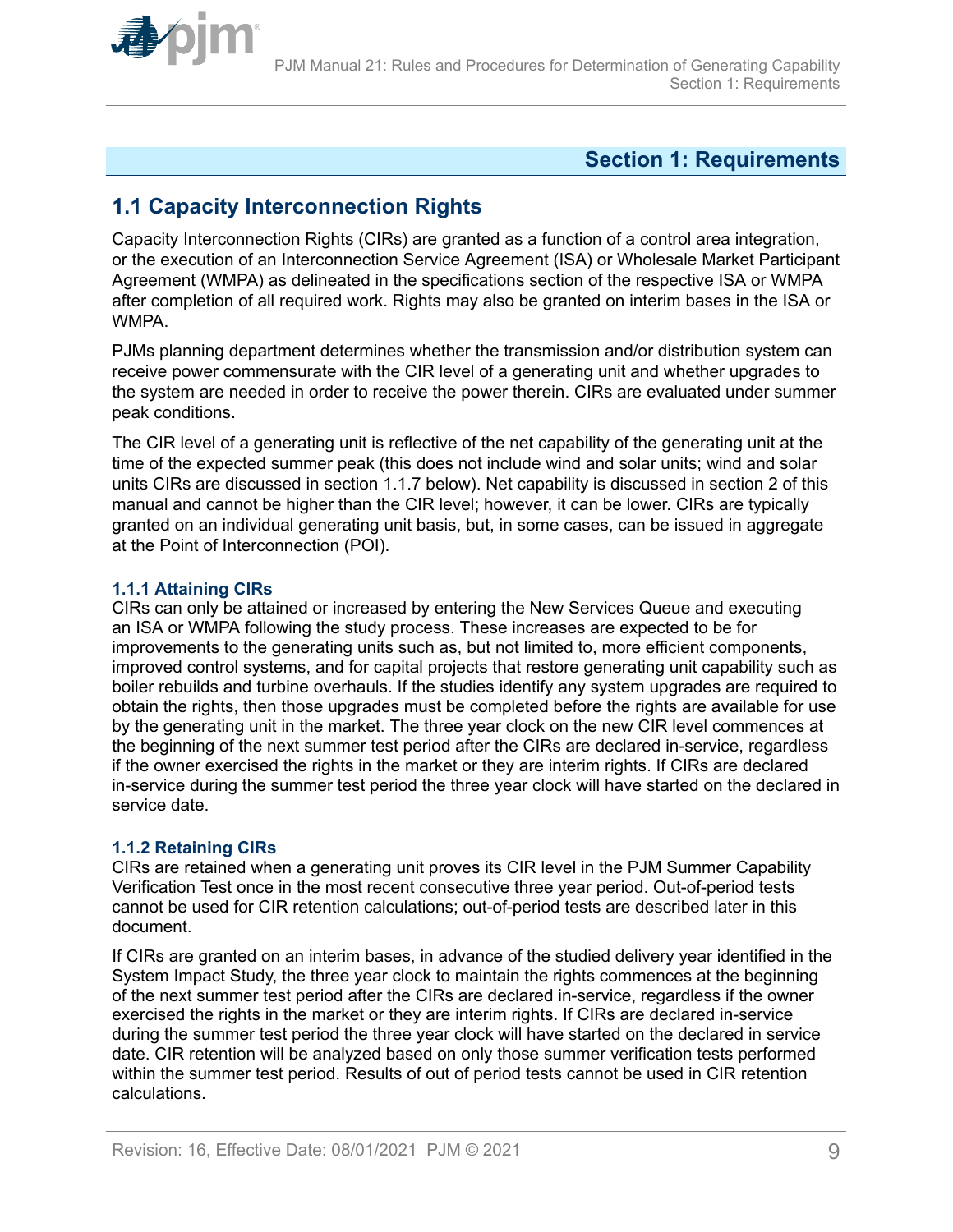# Section 1: Requirements

## 1.1 Capacity Interconnection Rights

Capacity Interconnection Rights (CIRs) are granted as a function of a control area integration, or the execution of an Interconnection Service Agreement (ISA) or Wholesale Market Participant Agreement (WMPA) as delineated in the specifications section of the respective ISA or WMPA after completion of all required work. Rights may also be granted on interim bases in the ISA or WMPA.

PJMs planning department determines whether the transmission and/or distribution system can receive power commensurate with the CIR level of a generating unit and whether upgrades to the system are needed in order to receive the power therein. CIRs are evaluated under summer peak conditions.

The CIR level of a generating unit is reflective of the net capability of the generating unit at the time of the expected summer peak (this does not include wind and solar units; wind and solar units CIRs are discussed in section 1.1.7 below). Net capability is discussed in section 2 of this manual and cannot be higher than the CIR level; however, it can be lower. CIRs are typically granted on an individual generating unit basis, but, in some cases, can be issued in aggregate at the Point of Interconnection (POI).

### 1.1.1 Attaining CIRs

CIRs can only be attained or increased by entering the New Services Queue and executing an ISA or WMPA following the study process. These increases are expected to be for improvements to the generating units such as, but not limited to, more efficient components, improved control systems, and for capital projects that restore generating unit capability such as boiler rebuilds and turbine overhauls. If the studies identify any system upgrades are required to obtain the rights, then those upgrades must be completed before the rights are available for use by the generating unit in the market. The three year clock on the new CIR level commences at the beginning of the next summer test period after the CIRs are declared in-service, regardless if the owner exercised the rights in the market or they are interim rights. If CIRs are declared in-service during the summer test period the three year clock will have started on the declared in service date.

### 1.1.2 Retaining CIRs

CIRs are retained when a generating unit proves its CIR level in the PJM Summer Capability Verification Test once in the most recent consecutive three year period. Out-of-period tests cannot be used for CIR retention calculations; out-of-period tests are described later in this document.

If CIRs are granted on an interim bases, in advance of the studied delivery year identified in the System Impact Study, the three year clock to maintain the rights commences at the beginning of the next summer test period after the CIRs are declared in-service, regardless if the owner exercised the rights in the market or they are interim rights. If CIRs are declared in-service during the summer test period the three year clock will have started on the declared in service date. CIR retention will be analyzed based on only those summer verification tests performed within the summer test period. Results of out of period tests cannot be used in CIR retention calculations.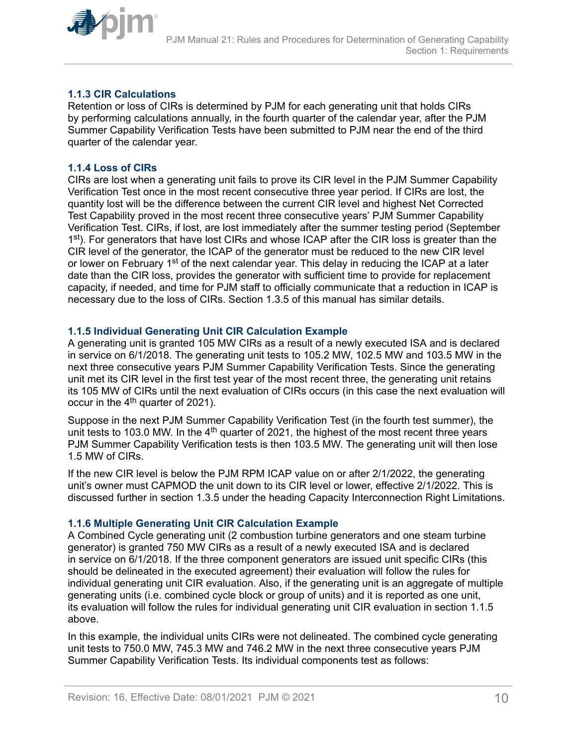### 1.1.3 CIR Calculations

Retention or loss of CIRs is determined by PJM for each generating unit that holds CIRs by performing calculations annually, in the fourth quarter of the calendar year, after the PJM Summer Capability Verification Tests have been submitted to PJM near the end of the third quarter of the calendar year.

### 1.1.4 Loss of CIRs

CIRs are lost when a generating unit fails to prove its CIR level in the PJM Summer Capability Verification Test once in the most recent consecutive three year period. If CIRs are lost, the quantity lost will be the difference between the current CIR level and highest Net Corrected Test Capability proved in the most recent three consecutive years' PJM Summer Capability Verification Test. CIRs, if lost, are lost immediately after the summer testing period (September 1st). For generators that have lost CIRs and whose ICAP after the CIR loss is greater than the CIR level of the generator, the ICAP of the generator must be reduced to the new CIR level or lower on February 1st of the next calendar year. This delay in reducing the ICAP at a later date than the CIR loss, provides the generator with sufficient time to provide for replacement capacity, if needed, and time for PJM staff to officially communicate that a reduction in ICAP is necessary due to the loss of CIRs. Section 1.3.5 of this manual has similar details.

### 1.1.5 Individual Generating Unit CIR Calculation Example

A generating unit is granted 105 MW CIRs as a result of a newly executed ISA and is declared in service on 6/1/2018. The generating unit tests to 105.2 MW, 102.5 MW and 103.5 MW in the next three consecutive years PJM Summer Capability Verification Tests. Since the generating unit met its CIR level in the first test year of the most recent three, the generating unit retains its 105 MW of CIRs until the next evaluation of CIRs occurs (in this case the next evaluation will occur in the 4th quarter of 2021).

Suppose in the next PJM Summer Capability Verification Test (in the fourth test summer), the unit tests to 103.0 MW. In the 4th quarter of 2021, the highest of the most recent three years PJM Summer Capability Verification tests is then 103.5 MW. The generating unit will then lose 1.5 MW of CIRs.

If the new CIR level is below the PJM RPM ICAP value on or after 2/1/2022, the generating unit's owner must CAPMOD the unit down to its CIR level or lower, effective 2/1/2022. This is discussed further in section 1.3.5 under the heading Capacity Interconnection Right Limitations.

### 1.1.6 Multiple Generating Unit CIR Calculation Example

A Combined Cycle generating unit (2 combustion turbine generators and one steam turbine generator) is granted 750 MW CIRs as a result of a newly executed ISA and is declared in service on 6/1/2018. If the three component generators are issued unit specific CIRs (this should be delineated in the executed agreement) their evaluation will follow the rules for individual generating unit CIR evaluation. Also, if the generating unit is an aggregate of multiple generating units (i.e. combined cycle block or group of units) and it is reported as one unit, its evaluation will follow the rules for individual generating unit CIR evaluation in section 1.1.5 above.

In this example, the individual units CIRs were not delineated. The combined cycle generating unit tests to 750.0 MW, 745.3 MW and 746.2 MW in the next three consecutive years PJM Summer Capability Verification Tests. Its individual components test as follows: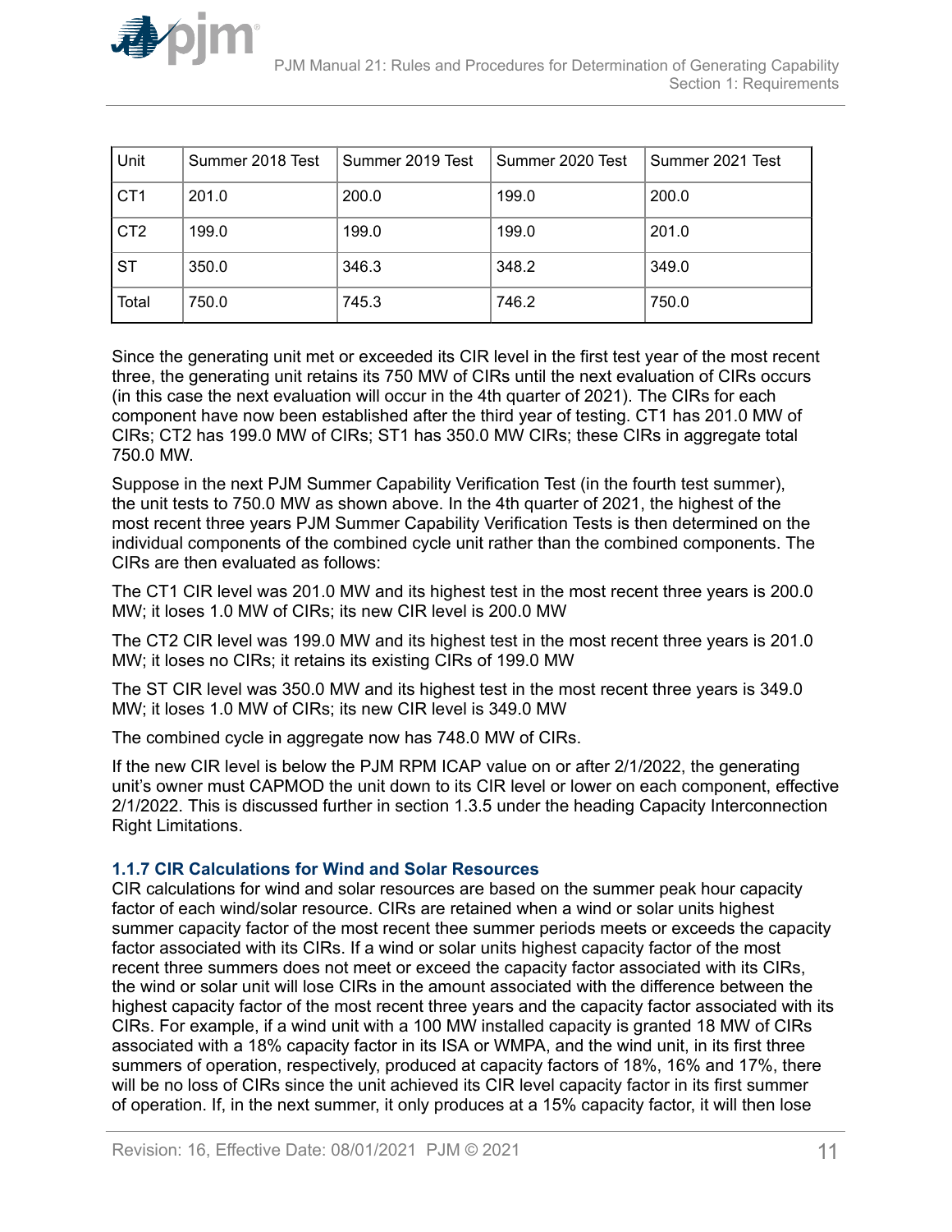| Unit | Summer 2018 Test | Summer 2019 Test | Summer 2020 Test | Summer 2021 Test |
|---|---|---|---|---|
| CT1 | 201.0 | 200.0 | 199.0 | 200.0 |
| CT2 | 199.0 | 199.0 | 199.0 | 201.0 |
| ST | 350.0 | 346.3 | 348.2 | 349.0 |
| Total | 750.0 | 745.3 | 746.2 | 750.0 |

Since the generating unit met or exceeded its CIR level in the first test year of the most recent three, the generating unit retains its 750 MW of CIRs until the next evaluation of CIRs occurs (in this case the next evaluation will occur in the 4th quarter of 2021). The CIRs for each component have now been established after the third year of testing. CT1 has 201.0 MW of CIRs; CT2 has 199.0 MW of CIRs; ST1 has 350.0 MW CIRs; these CIRs in aggregate total 750.0 MW.

Suppose in the next PJM Summer Capability Verification Test (in the fourth test summer), the unit tests to 750.0 MW as shown above. In the 4th quarter of 2021, the highest of the most recent three years PJM Summer Capability Verification Tests is then determined on the individual components of the combined cycle unit rather than the combined components. The CIRs are then evaluated as follows:

The CT1 CIR level was 201.0 MW and its highest test in the most recent three years is 200.0 MW; it loses 1.0 MW of CIRs; its new CIR level is 200.0 MW

The CT2 CIR level was 199.0 MW and its highest test in the most recent three years is 201.0 MW; it loses no CIRs; it retains its existing CIRs of 199.0 MW

The ST CIR level was 350.0 MW and its highest test in the most recent three years is 349.0 MW; it loses 1.0 MW of CIRs; its new CIR level is 349.0 MW

The combined cycle in aggregate now has 748.0 MW of CIRs.

If the new CIR level is below the PJM RPM ICAP value on or after 2/1/2022, the generating unit's owner must CAPMOD the unit down to its CIR level or lower on each component, effective 2/1/2022. This is discussed further in section 1.3.5 under the heading Capacity Interconnection Right Limitations.

### 1.1.7 CIR Calculations for Wind and Solar Resources

CIR calculations for wind and solar resources are based on the summer peak hour capacity factor of each wind/solar resource. CIRs are retained when a wind or solar units highest summer capacity factor of the most recent thee summer periods meets or exceeds the capacity factor associated with its CIRs. If a wind or solar units highest capacity factor of the most recent three summers does not meet or exceed the capacity factor associated with its CIRs, the wind or solar unit will lose CIRs in the amount associated with the difference between the highest capacity factor of the most recent three years and the capacity factor associated with its CIRs. For example, if a wind unit with a 100 MW installed capacity is granted 18 MW of CIRs associated with a 18% capacity factor in its ISA or WMPA, and the wind unit, in its first three summers of operation, respectively, produced at capacity factors of 18%, 16% and 17%, there will be no loss of CIRs since the unit achieved its CIR level capacity factor in its first summer of operation. If, in the next summer, it only produces at a 15% capacity factor, it will then lose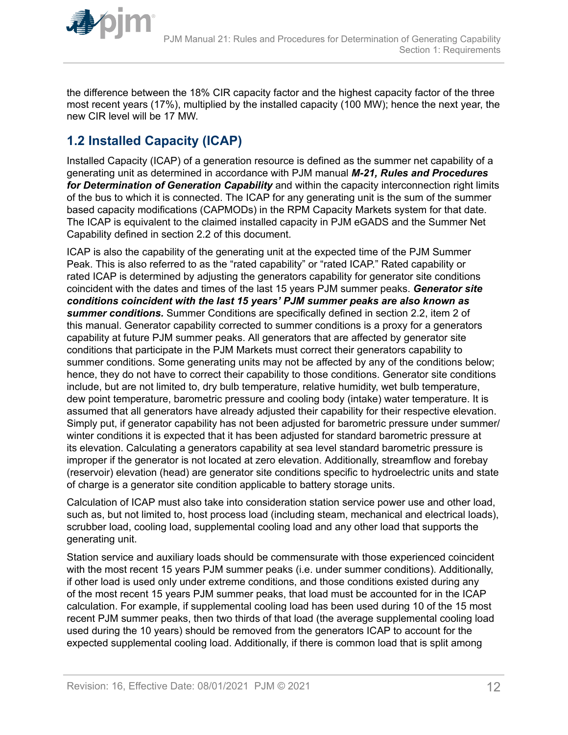the difference between the 18% CIR capacity factor and the highest capacity factor of the three most recent years (17%), multiplied by the installed capacity (100 MW); hence the next year, the new CIR level will be 17 MW.

## 1.2 Installed Capacity (ICAP)

Installed Capacity (ICAP) of a generation resource is defined as the summer net capability of a generating unit as determined in accordance with PJM manual ***M-21, Rules and Procedures for Determination of Generation Capability*** and within the capacity interconnection right limits of the bus to which it is connected. The ICAP for any generating unit is the sum of the summer based capacity modifications (CAPMODs) in the RPM Capacity Markets system for that date. The ICAP is equivalent to the claimed installed capacity in PJM eGADS and the Summer Net Capability defined in section 2.2 of this document.

ICAP is also the capability of the generating unit at the expected time of the PJM Summer Peak. This is also referred to as the "rated capability" or "rated ICAP." Rated capability or rated ICAP is determined by adjusting the generators capability for generator site conditions coincident with the dates and times of the last 15 years PJM summer peaks. ***Generator site conditions coincident with the last 15 years' PJM summer peaks are also known as summer conditions.*** Summer Conditions are specifically defined in section 2.2, item 2 of this manual. Generator capability corrected to summer conditions is a proxy for a generators capability at future PJM summer peaks. All generators that are affected by generator site conditions that participate in the PJM Markets must correct their generators capability to summer conditions. Some generating units may not be affected by any of the conditions below; hence, they do not have to correct their capability to those conditions. Generator site conditions include, but are not limited to, dry bulb temperature, relative humidity, wet bulb temperature, dew point temperature, barometric pressure and cooling body (intake) water temperature. It is assumed that all generators have already adjusted their capability for their respective elevation. Simply put, if generator capability has not been adjusted for barometric pressure under summer/winter conditions it is expected that it has been adjusted for standard barometric pressure at its elevation. Calculating a generators capability at sea level standard barometric pressure is improper if the generator is not located at zero elevation. Additionally, streamflow and forebay (reservoir) elevation (head) are generator site conditions specific to hydroelectric units and state of charge is a generator site condition applicable to battery storage units.

Calculation of ICAP must also take into consideration station service power use and other load, such as, but not limited to, host process load (including steam, mechanical and electrical loads), scrubber load, cooling load, supplemental cooling load and any other load that supports the generating unit.

Station service and auxiliary loads should be commensurate with those experienced coincident with the most recent 15 years PJM summer peaks (i.e. under summer conditions). Additionally, if other load is used only under extreme conditions, and those conditions existed during any of the most recent 15 years PJM summer peaks, that load must be accounted for in the ICAP calculation. For example, if supplemental cooling load has been used during 10 of the 15 most recent PJM summer peaks, then two thirds of that load (the average supplemental cooling load used during the 10 years) should be removed from the generators ICAP to account for the expected supplemental cooling load. Additionally, if there is common load that is split among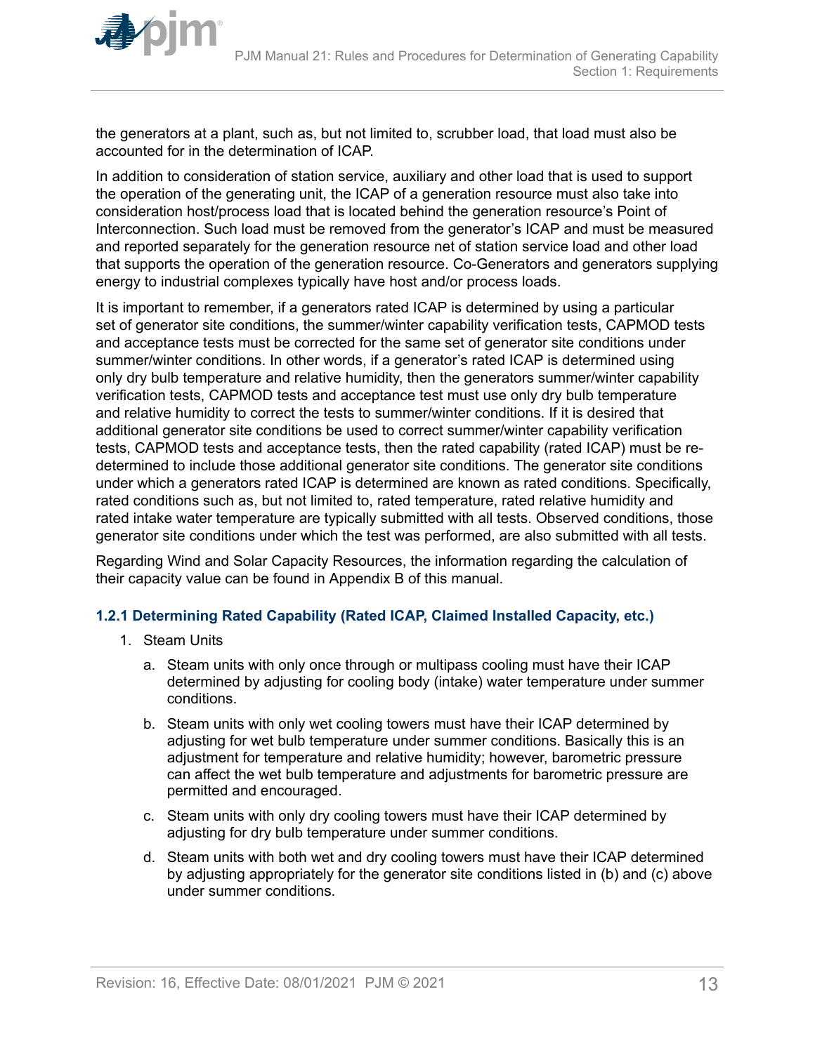the generators at a plant, such as, but not limited to, scrubber load, that load must also be accounted for in the determination of ICAP.

In addition to consideration of station service, auxiliary and other load that is used to support the operation of the generating unit, the ICAP of a generation resource must also take into consideration host/process load that is located behind the generation resource's Point of Interconnection. Such load must be removed from the generator's ICAP and must be measured and reported separately for the generation resource net of station service load and other load that supports the operation of the generation resource. Co-Generators and generators supplying energy to industrial complexes typically have host and/or process loads.

It is important to remember, if a generators rated ICAP is determined by using a particular set of generator site conditions, the summer/winter capability verification tests, CAPMOD tests and acceptance tests must be corrected for the same set of generator site conditions under summer/winter conditions. In other words, if a generator's rated ICAP is determined using only dry bulb temperature and relative humidity, then the generators summer/winter capability verification tests, CAPMOD tests and acceptance test must use only dry bulb temperature and relative humidity to correct the tests to summer/winter conditions. If it is desired that additional generator site conditions be used to correct summer/winter capability verification tests, CAPMOD tests and acceptance tests, then the rated capability (rated ICAP) must be re-determined to include those additional generator site conditions. The generator site conditions under which a generators rated ICAP is determined are known as rated conditions. Specifically, rated conditions such as, but not limited to, rated temperature, rated relative humidity and rated intake water temperature are typically submitted with all tests. Observed conditions, those generator site conditions under which the test was performed, are also submitted with all tests.

Regarding Wind and Solar Capacity Resources, the information regarding the calculation of their capacity value can be found in Appendix B of this manual.

### 1.2.1 Determining Rated Capability (Rated ICAP, Claimed Installed Capacity, etc.)

1. Steam Units
   a. Steam units with only once through or multipass cooling must have their ICAP determined by adjusting for cooling body (intake) water temperature under summer conditions.
   b. Steam units with only wet cooling towers must have their ICAP determined by adjusting for wet bulb temperature under summer conditions. Basically this is an adjustment for temperature and relative humidity; however, barometric pressure can affect the wet bulb temperature and adjustments for barometric pressure are permitted and encouraged.
   c. Steam units with only dry cooling towers must have their ICAP determined by adjusting for dry bulb temperature under summer conditions.
   d. Steam units with both wet and dry cooling towers must have their ICAP determined by adjusting appropriately for the generator site conditions listed in (b) and (c) above under summer conditions.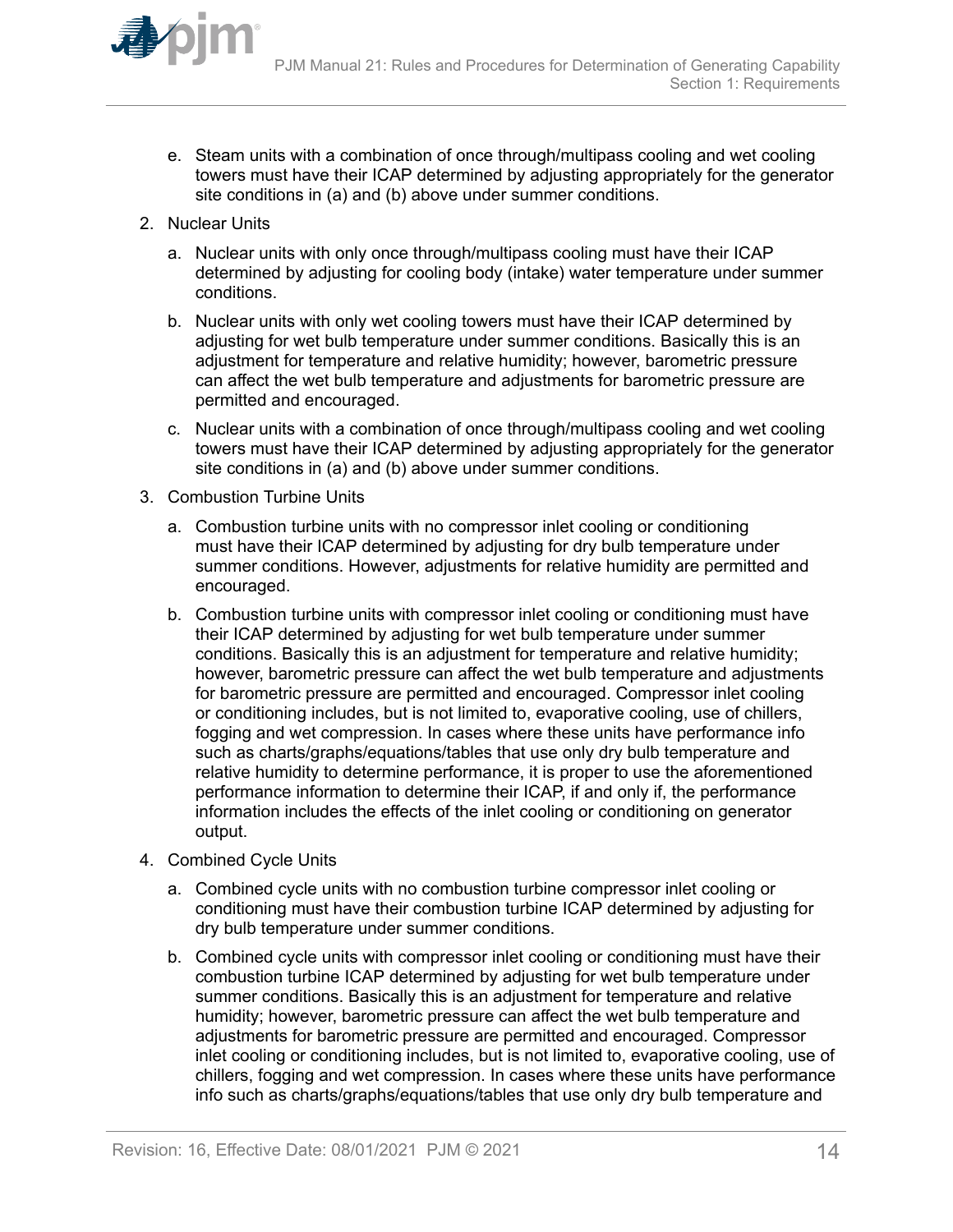e. Steam units with a combination of once through/multipass cooling and wet cooling towers must have their ICAP determined by adjusting appropriately for the generator site conditions in (a) and (b) above under summer conditions.

2. Nuclear Units

   a. Nuclear units with only once through/multipass cooling must have their ICAP determined by adjusting for cooling body (intake) water temperature under summer conditions.

   b. Nuclear units with only wet cooling towers must have their ICAP determined by adjusting for wet bulb temperature under summer conditions. Basically this is an adjustment for temperature and relative humidity; however, barometric pressure can affect the wet bulb temperature and adjustments for barometric pressure are permitted and encouraged.

   c. Nuclear units with a combination of once through/multipass cooling and wet cooling towers must have their ICAP determined by adjusting appropriately for the generator site conditions in (a) and (b) above under summer conditions.

3. Combustion Turbine Units

   a. Combustion turbine units with no compressor inlet cooling or conditioning must have their ICAP determined by adjusting for dry bulb temperature under summer conditions. However, adjustments for relative humidity are permitted and encouraged.

   b. Combustion turbine units with compressor inlet cooling or conditioning must have their ICAP determined by adjusting for wet bulb temperature under summer conditions. Basically this is an adjustment for temperature and relative humidity; however, barometric pressure can affect the wet bulb temperature and adjustments for barometric pressure are permitted and encouraged. Compressor inlet cooling or conditioning includes, but is not limited to, evaporative cooling, use of chillers, fogging and wet compression. In cases where these units have performance info such as charts/graphs/equations/tables that use only dry bulb temperature and relative humidity to determine performance, it is proper to use the aforementioned performance information to determine their ICAP, if and only if, the performance information includes the effects of the inlet cooling or conditioning on generator output.

4. Combined Cycle Units

   a. Combined cycle units with no combustion turbine compressor inlet cooling or conditioning must have their combustion turbine ICAP determined by adjusting for dry bulb temperature under summer conditions.

   b. Combined cycle units with compressor inlet cooling or conditioning must have their combustion turbine ICAP determined by adjusting for wet bulb temperature under summer conditions. Basically this is an adjustment for temperature and relative humidity; however, barometric pressure can affect the wet bulb temperature and adjustments for barometric pressure are permitted and encouraged. Compressor inlet cooling or conditioning includes, but is not limited to, evaporative cooling, use of chillers, fogging and wet compression. In cases where these units have performance info such as charts/graphs/equations/tables that use only dry bulb temperature and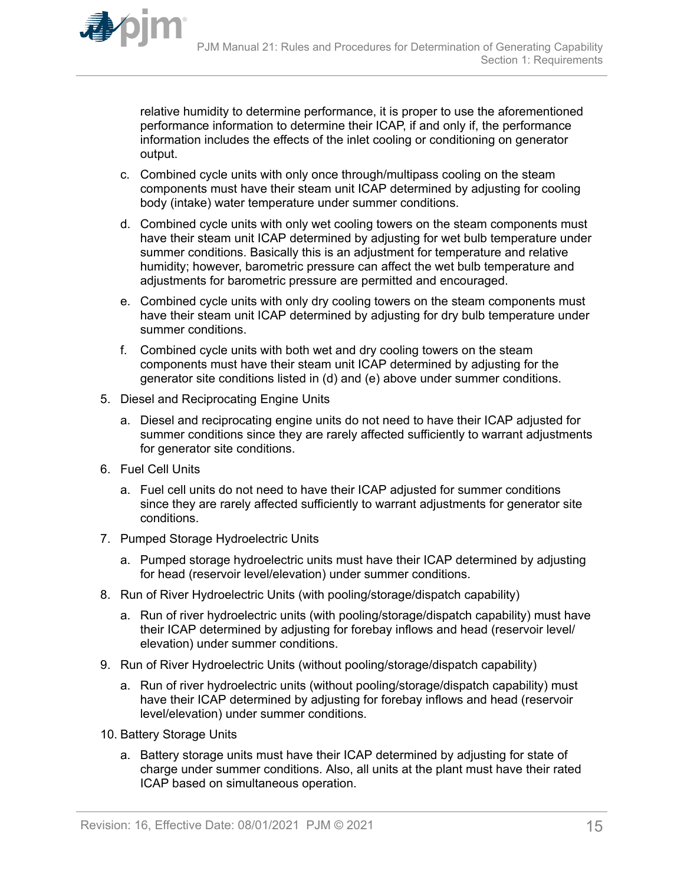relative humidity to determine performance, it is proper to use the aforementioned performance information to determine their ICAP, if and only if, the performance information includes the effects of the inlet cooling or conditioning on generator output.

   c. Combined cycle units with only once through/multipass cooling on the steam components must have their steam unit ICAP determined by adjusting for cooling body (intake) water temperature under summer conditions.

   d. Combined cycle units with only wet cooling towers on the steam components must have their steam unit ICAP determined by adjusting for wet bulb temperature under summer conditions. Basically this is an adjustment for temperature and relative humidity; however, barometric pressure can affect the wet bulb temperature and adjustments for barometric pressure are permitted and encouraged.

   e. Combined cycle units with only dry cooling towers on the steam components must have their steam unit ICAP determined by adjusting for dry bulb temperature under summer conditions.

   f. Combined cycle units with both wet and dry cooling towers on the steam components must have their steam unit ICAP determined by adjusting for the generator site conditions listed in (d) and (e) above under summer conditions.

5. Diesel and Reciprocating Engine Units

   a. Diesel and reciprocating engine units do not need to have their ICAP adjusted for summer conditions since they are rarely affected sufficiently to warrant adjustments for generator site conditions.

6. Fuel Cell Units

   a. Fuel cell units do not need to have their ICAP adjusted for summer conditions since they are rarely affected sufficiently to warrant adjustments for generator site conditions.

7. Pumped Storage Hydroelectric Units

   a. Pumped storage hydroelectric units must have their ICAP determined by adjusting for head (reservoir level/elevation) under summer conditions.

8. Run of River Hydroelectric Units (with pooling/storage/dispatch capability)

   a. Run of river hydroelectric units (with pooling/storage/dispatch capability) must have their ICAP determined by adjusting for forebay inflows and head (reservoir level/elevation) under summer conditions.

9. Run of River Hydroelectric Units (without pooling/storage/dispatch capability)

   a. Run of river hydroelectric units (without pooling/storage/dispatch capability) must have their ICAP determined by adjusting for forebay inflows and head (reservoir level/elevation) under summer conditions.

10. Battery Storage Units

    a. Battery storage units must have their ICAP determined by adjusting for state of charge under summer conditions. Also, all units at the plant must have their rated ICAP based on simultaneous operation.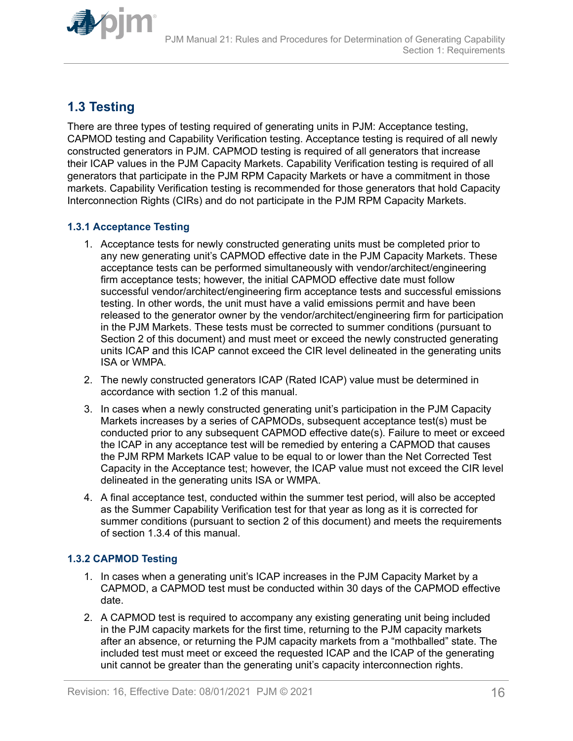## 1.3 Testing

There are three types of testing required of generating units in PJM: Acceptance testing, CAPMOD testing and Capability Verification testing. Acceptance testing is required of all newly constructed generators in PJM. CAPMOD testing is required of all generators that increase their ICAP values in the PJM Capacity Markets. Capability Verification testing is required of all generators that participate in the PJM RPM Capacity Markets or have a commitment in those markets. Capability Verification testing is recommended for those generators that hold Capacity Interconnection Rights (CIRs) and do not participate in the PJM RPM Capacity Markets.

### 1.3.1 Acceptance Testing

1. Acceptance tests for newly constructed generating units must be completed prior to any new generating unit's CAPMOD effective date in the PJM Capacity Markets. These acceptance tests can be performed simultaneously with vendor/architect/engineering firm acceptance tests; however, the initial CAPMOD effective date must follow successful vendor/architect/engineering firm acceptance tests and successful emissions testing. In other words, the unit must have a valid emissions permit and have been released to the generator owner by the vendor/architect/engineering firm for participation in the PJM Markets. These tests must be corrected to summer conditions (pursuant to Section 2 of this document) and must meet or exceed the newly constructed generating units ICAP and this ICAP cannot exceed the CIR level delineated in the generating units ISA or WMPA.
2. The newly constructed generators ICAP (Rated ICAP) value must be determined in accordance with section 1.2 of this manual.
3. In cases when a newly constructed generating unit's participation in the PJM Capacity Markets increases by a series of CAPMODs, subsequent acceptance test(s) must be conducted prior to any subsequent CAPMOD effective date(s). Failure to meet or exceed the ICAP in any acceptance test will be remedied by entering a CAPMOD that causes the PJM RPM Markets ICAP value to be equal to or lower than the Net Corrected Test Capacity in the Acceptance test; however, the ICAP value must not exceed the CIR level delineated in the generating units ISA or WMPA.
4. A final acceptance test, conducted within the summer test period, will also be accepted as the Summer Capability Verification test for that year as long as it is corrected for summer conditions (pursuant to section 2 of this document) and meets the requirements of section 1.3.4 of this manual.

### 1.3.2 CAPMOD Testing

1. In cases when a generating unit's ICAP increases in the PJM Capacity Market by a CAPMOD, a CAPMOD test must be conducted within 30 days of the CAPMOD effective date.
2. A CAPMOD test is required to accompany any existing generating unit being included in the PJM capacity markets for the first time, returning to the PJM capacity markets after an absence, or returning the PJM capacity markets from a "mothballed" state. The included test must meet or exceed the requested ICAP and the ICAP of the generating unit cannot be greater than the generating unit's capacity interconnection rights.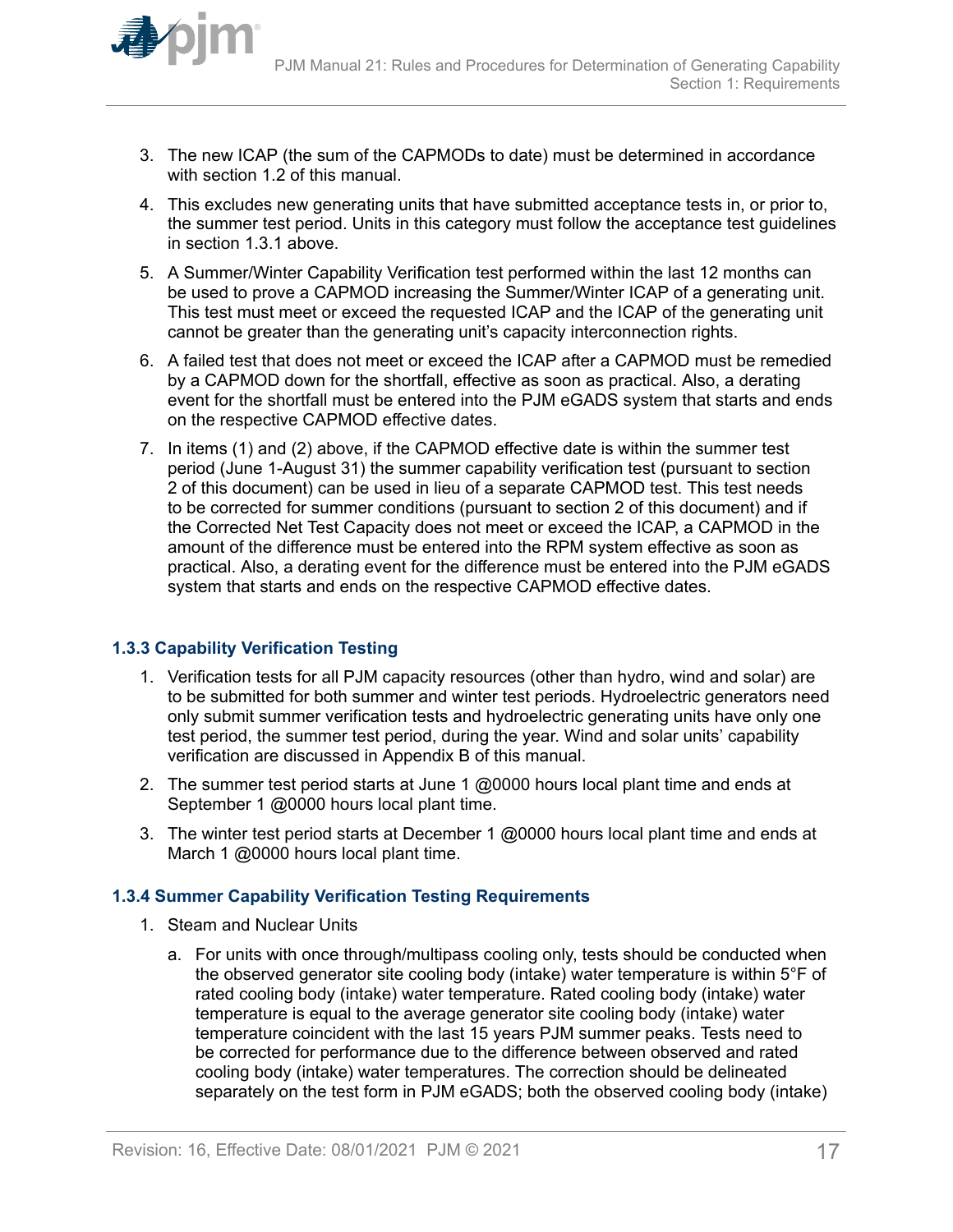3. The new ICAP (the sum of the CAPMODs to date) must be determined in accordance with section 1.2 of this manual.

4. This excludes new generating units that have submitted acceptance tests in, or prior to, the summer test period. Units in this category must follow the acceptance test guidelines in section 1.3.1 above.

5. A Summer/Winter Capability Verification test performed within the last 12 months can be used to prove a CAPMOD increasing the Summer/Winter ICAP of a generating unit. This test must meet or exceed the requested ICAP and the ICAP of the generating unit cannot be greater than the generating unit's capacity interconnection rights.

6. A failed test that does not meet or exceed the ICAP after a CAPMOD must be remedied by a CAPMOD down for the shortfall, effective as soon as practical. Also, a derating event for the shortfall must be entered into the PJM eGADS system that starts and ends on the respective CAPMOD effective dates.

7. In items (1) and (2) above, if the CAPMOD effective date is within the summer test period (June 1-August 31) the summer capability verification test (pursuant to section 2 of this document) can be used in lieu of a separate CAPMOD test. This test needs to be corrected for summer conditions (pursuant to section 2 of this document) and if the Corrected Net Test Capacity does not meet or exceed the ICAP, a CAPMOD in the amount of the difference must be entered into the RPM system effective as soon as practical. Also, a derating event for the difference must be entered into the PJM eGADS system that starts and ends on the respective CAPMOD effective dates.

### 1.3.3 Capability Verification Testing

1. Verification tests for all PJM capacity resources (other than hydro, wind and solar) are to be submitted for both summer and winter test periods. Hydroelectric generators need only submit summer verification tests and hydroelectric generating units have only one test period, the summer test period, during the year. Wind and solar units' capability verification are discussed in Appendix B of this manual.

2. The summer test period starts at June 1 @0000 hours local plant time and ends at September 1 @0000 hours local plant time.

3. The winter test period starts at December 1 @0000 hours local plant time and ends at March 1 @0000 hours local plant time.

### 1.3.4 Summer Capability Verification Testing Requirements

1. Steam and Nuclear Units

   a. For units with once through/multipass cooling only, tests should be conducted when the observed generator site cooling body (intake) water temperature is within 5°F of rated cooling body (intake) water temperature. Rated cooling body (intake) water temperature is equal to the average generator site cooling body (intake) water temperature coincident with the last 15 years PJM summer peaks. Tests need to be corrected for performance due to the difference between observed and rated cooling body (intake) water temperatures. The correction should be delineated separately on the test form in PJM eGADS; both the observed cooling body (intake)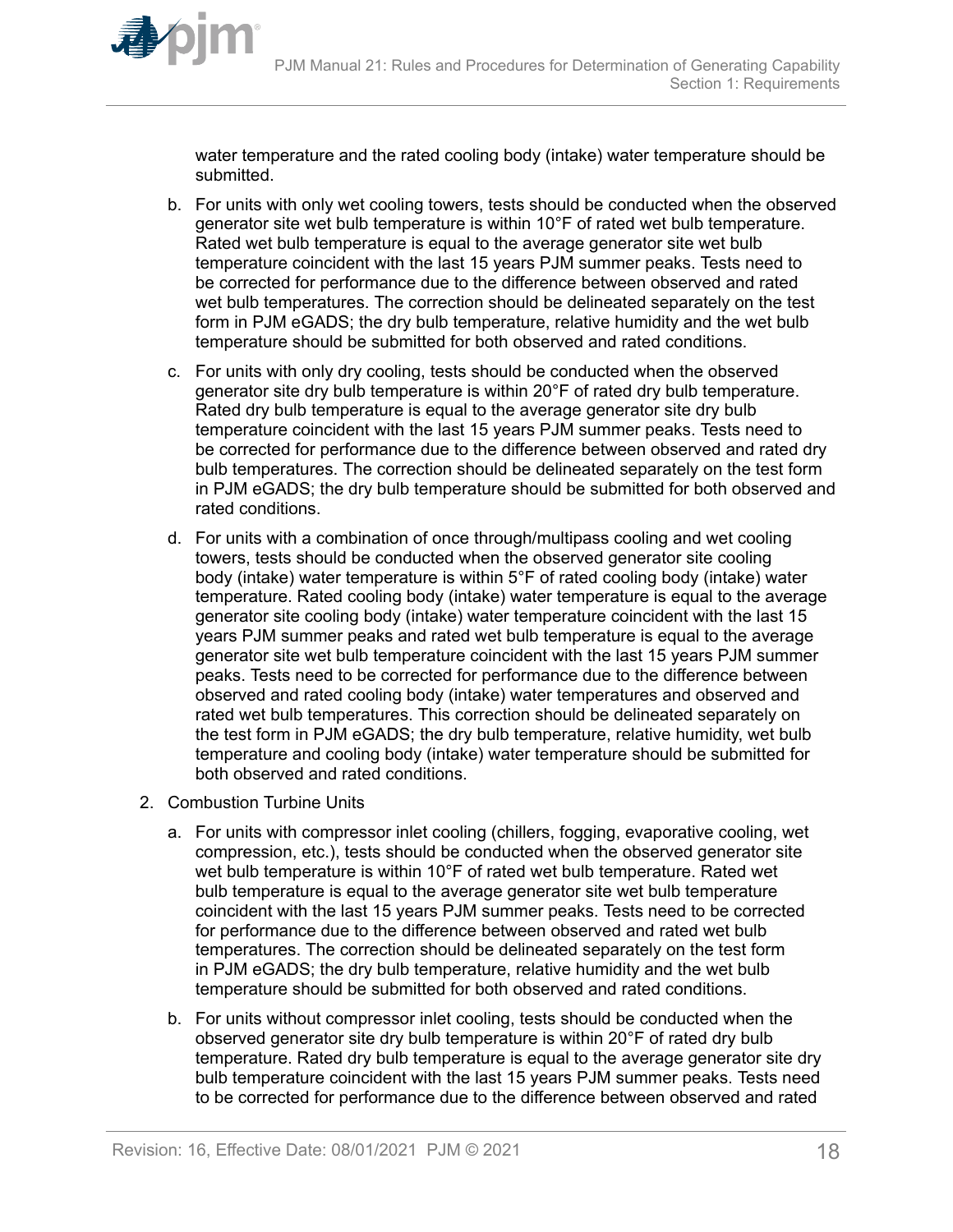water temperature and the rated cooling body (intake) water temperature should be submitted.

b. For units with only wet cooling towers, tests should be conducted when the observed generator site wet bulb temperature is within 10°F of rated wet bulb temperature. Rated wet bulb temperature is equal to the average generator site wet bulb temperature coincident with the last 15 years PJM summer peaks. Tests need to be corrected for performance due to the difference between observed and rated wet bulb temperatures. The correction should be delineated separately on the test form in PJM eGADS; the dry bulb temperature, relative humidity and the wet bulb temperature should be submitted for both observed and rated conditions.

c. For units with only dry cooling, tests should be conducted when the observed generator site dry bulb temperature is within 20°F of rated dry bulb temperature. Rated dry bulb temperature is equal to the average generator site dry bulb temperature coincident with the last 15 years PJM summer peaks. Tests need to be corrected for performance due to the difference between observed and rated dry bulb temperatures. The correction should be delineated separately on the test form in PJM eGADS; the dry bulb temperature should be submitted for both observed and rated conditions.

d. For units with a combination of once through/multipass cooling and wet cooling towers, tests should be conducted when the observed generator site cooling body (intake) water temperature is within 5°F of rated cooling body (intake) water temperature. Rated cooling body (intake) water temperature is equal to the average generator site cooling body (intake) water temperature coincident with the last 15 years PJM summer peaks and rated wet bulb temperature is equal to the average generator site wet bulb temperature coincident with the last 15 years PJM summer peaks. Tests need to be corrected for performance due to the difference between observed and rated cooling body (intake) water temperatures and observed and rated wet bulb temperatures. This correction should be delineated separately on the test form in PJM eGADS; the dry bulb temperature, relative humidity, wet bulb temperature and cooling body (intake) water temperature should be submitted for both observed and rated conditions.

2. Combustion Turbine Units

a. For units with compressor inlet cooling (chillers, fogging, evaporative cooling, wet compression, etc.), tests should be conducted when the observed generator site wet bulb temperature is within 10°F of rated wet bulb temperature. Rated wet bulb temperature is equal to the average generator site wet bulb temperature coincident with the last 15 years PJM summer peaks. Tests need to be corrected for performance due to the difference between observed and rated wet bulb temperatures. The correction should be delineated separately on the test form in PJM eGADS; the dry bulb temperature, relative humidity and the wet bulb temperature should be submitted for both observed and rated conditions.

b. For units without compressor inlet cooling, tests should be conducted when the observed generator site dry bulb temperature is within 20°F of rated dry bulb temperature. Rated dry bulb temperature is equal to the average generator site dry bulb temperature coincident with the last 15 years PJM summer peaks. Tests need to be corrected for performance due to the difference between observed and rated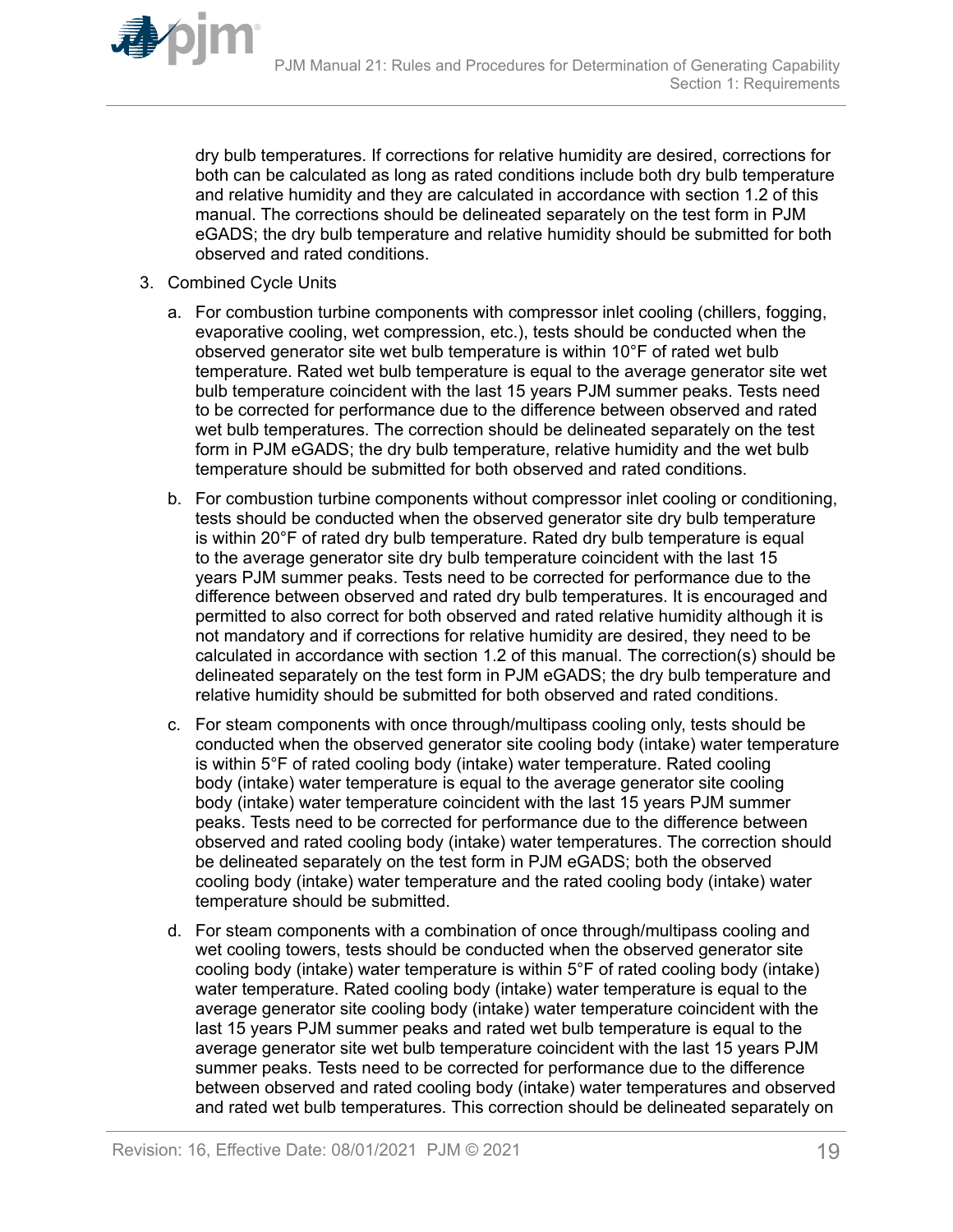dry bulb temperatures. If corrections for relative humidity are desired, corrections for both can be calculated as long as rated conditions include both dry bulb temperature and relative humidity and they are calculated in accordance with section 1.2 of this manual. The corrections should be delineated separately on the test form in PJM eGADS; the dry bulb temperature and relative humidity should be submitted for both observed and rated conditions.

3. Combined Cycle Units

    a. For combustion turbine components with compressor inlet cooling (chillers, fogging, evaporative cooling, wet compression, etc.), tests should be conducted when the observed generator site wet bulb temperature is within 10°F of rated wet bulb temperature. Rated wet bulb temperature is equal to the average generator site wet bulb temperature coincident with the last 15 years PJM summer peaks. Tests need to be corrected for performance due to the difference between observed and rated wet bulb temperatures. The correction should be delineated separately on the test form in PJM eGADS; the dry bulb temperature, relative humidity and the wet bulb temperature should be submitted for both observed and rated conditions.

    b. For combustion turbine components without compressor inlet cooling or conditioning, tests should be conducted when the observed generator site dry bulb temperature is within 20°F of rated dry bulb temperature. Rated dry bulb temperature is equal to the average generator site dry bulb temperature coincident with the last 15 years PJM summer peaks. Tests need to be corrected for performance due to the difference between observed and rated dry bulb temperatures. It is encouraged and permitted to also correct for both observed and rated relative humidity although it is not mandatory and if corrections for relative humidity are desired, they need to be calculated in accordance with section 1.2 of this manual. The correction(s) should be delineated separately on the test form in PJM eGADS; the dry bulb temperature and relative humidity should be submitted for both observed and rated conditions.

    c. For steam components with once through/multipass cooling only, tests should be conducted when the observed generator site cooling body (intake) water temperature is within 5°F of rated cooling body (intake) water temperature. Rated cooling body (intake) water temperature is equal to the average generator site cooling body (intake) water temperature coincident with the last 15 years PJM summer peaks. Tests need to be corrected for performance due to the difference between observed and rated cooling body (intake) water temperatures. The correction should be delineated separately on the test form in PJM eGADS; both the observed cooling body (intake) water temperature and the rated cooling body (intake) water temperature should be submitted.

    d. For steam components with a combination of once through/multipass cooling and wet cooling towers, tests should be conducted when the observed generator site cooling body (intake) water temperature is within 5°F of rated cooling body (intake) water temperature. Rated cooling body (intake) water temperature is equal to the average generator site cooling body (intake) water temperature coincident with the last 15 years PJM summer peaks and rated wet bulb temperature is equal to the average generator site wet bulb temperature coincident with the last 15 years PJM summer peaks. Tests need to be corrected for performance due to the difference between observed and rated cooling body (intake) water temperatures and observed and rated wet bulb temperatures. This correction should be delineated separately on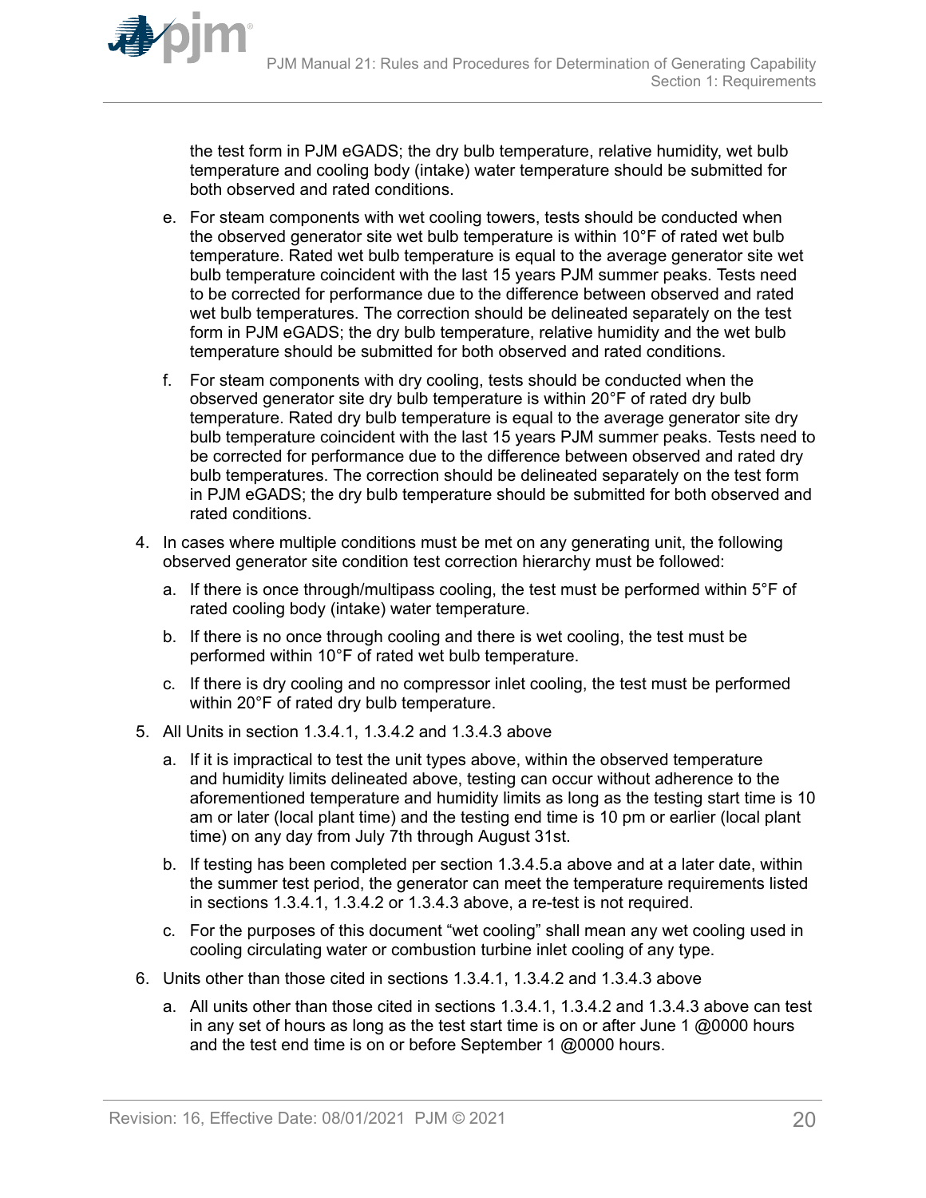the test form in PJM eGADS; the dry bulb temperature, relative humidity, wet bulb temperature and cooling body (intake) water temperature should be submitted for both observed and rated conditions.

   e. For steam components with wet cooling towers, tests should be conducted when the observed generator site wet bulb temperature is within 10°F of rated wet bulb temperature. Rated wet bulb temperature is equal to the average generator site wet bulb temperature coincident with the last 15 years PJM summer peaks. Tests need to be corrected for performance due to the difference between observed and rated wet bulb temperatures. The correction should be delineated separately on the test form in PJM eGADS; the dry bulb temperature, relative humidity and the wet bulb temperature should be submitted for both observed and rated conditions.

   f. For steam components with dry cooling, tests should be conducted when the observed generator site dry bulb temperature is within 20°F of rated dry bulb temperature. Rated dry bulb temperature is equal to the average generator site dry bulb temperature coincident with the last 15 years PJM summer peaks. Tests need to be corrected for performance due to the difference between observed and rated dry bulb temperatures. The correction should be delineated separately on the test form in PJM eGADS; the dry bulb temperature should be submitted for both observed and rated conditions.

4. In cases where multiple conditions must be met on any generating unit, the following observed generator site condition test correction hierarchy must be followed:

   a. If there is once through/multipass cooling, the test must be performed within 5°F of rated cooling body (intake) water temperature.

   b. If there is no once through cooling and there is wet cooling, the test must be performed within 10°F of rated wet bulb temperature.

   c. If there is dry cooling and no compressor inlet cooling, the test must be performed within 20°F of rated dry bulb temperature.

5. All Units in section 1.3.4.1, 1.3.4.2 and 1.3.4.3 above

   a. If it is impractical to test the unit types above, within the observed temperature and humidity limits delineated above, testing can occur without adherence to the aforementioned temperature and humidity limits as long as the testing start time is 10 am or later (local plant time) and the testing end time is 10 pm or earlier (local plant time) on any day from July 7th through August 31st.

   b. If testing has been completed per section 1.3.4.5.a above and at a later date, within the summer test period, the generator can meet the temperature requirements listed in sections 1.3.4.1, 1.3.4.2 or 1.3.4.3 above, a re-test is not required.

   c. For the purposes of this document "wet cooling" shall mean any wet cooling used in cooling circulating water or combustion turbine inlet cooling of any type.

6. Units other than those cited in sections 1.3.4.1, 1.3.4.2 and 1.3.4.3 above

   a. All units other than those cited in sections 1.3.4.1, 1.3.4.2 and 1.3.4.3 above can test in any set of hours as long as the test start time is on or after June 1 @0000 hours and the test end time is on or before September 1 @0000 hours.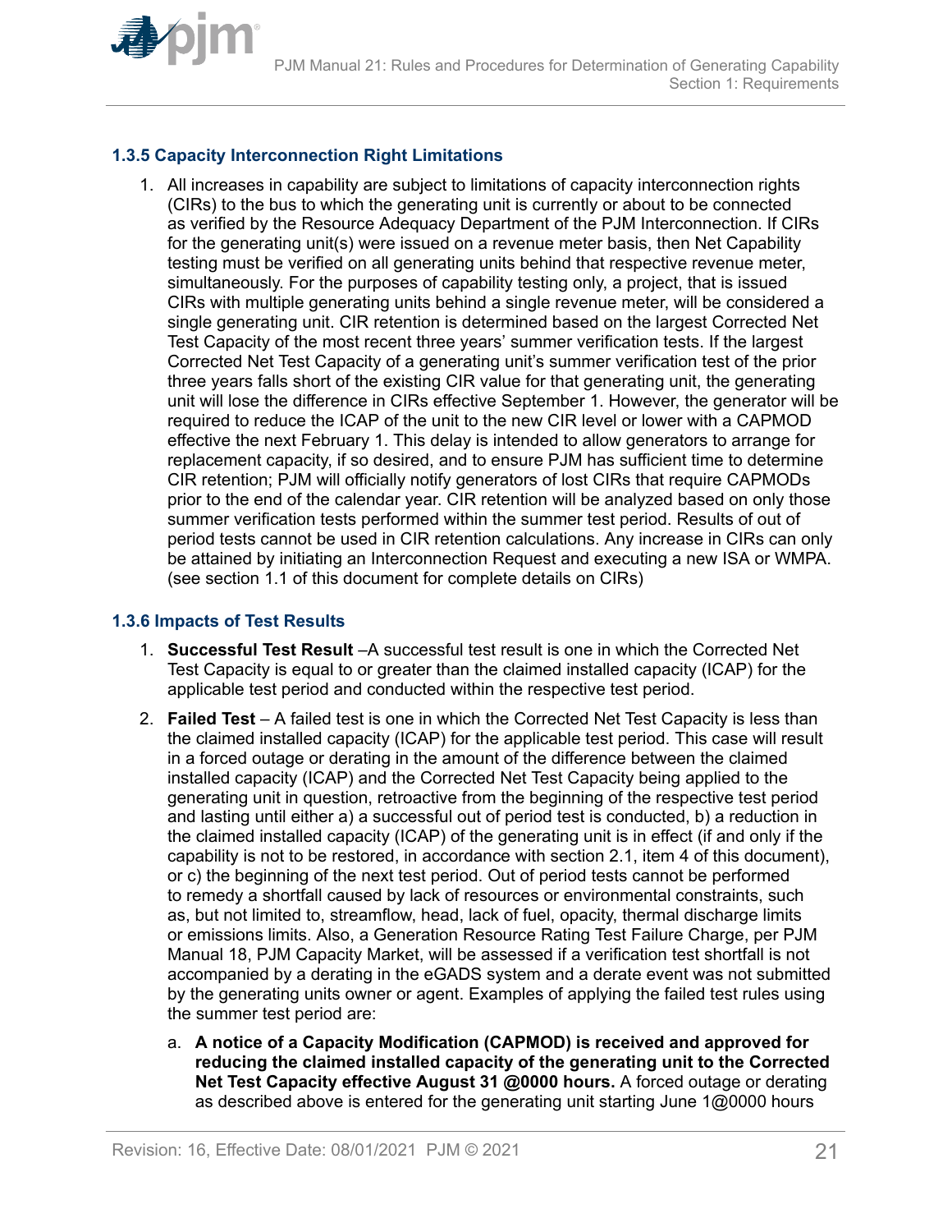### 1.3.5 Capacity Interconnection Right Limitations

1. All increases in capability are subject to limitations of capacity interconnection rights (CIRs) to the bus to which the generating unit is currently or about to be connected as verified by the Resource Adequacy Department of the PJM Interconnection. If CIRs for the generating unit(s) were issued on a revenue meter basis, then Net Capability testing must be verified on all generating units behind that respective revenue meter, simultaneously. For the purposes of capability testing only, a project, that is issued CIRs with multiple generating units behind a single revenue meter, will be considered a single generating unit. CIR retention is determined based on the largest Corrected Net Test Capacity of the most recent three years' summer verification tests. If the largest Corrected Net Test Capacity of a generating unit's summer verification test of the prior three years falls short of the existing CIR value for that generating unit, the generating unit will lose the difference in CIRs effective September 1. However, the generator will be required to reduce the ICAP of the unit to the new CIR level or lower with a CAPMOD effective the next February 1. This delay is intended to allow generators to arrange for replacement capacity, if so desired, and to ensure PJM has sufficient time to determine CIR retention; PJM will officially notify generators of lost CIRs that require CAPMODs prior to the end of the calendar year. CIR retention will be analyzed based on only those summer verification tests performed within the summer test period. Results of out of period tests cannot be used in CIR retention calculations. Any increase in CIRs can only be attained by initiating an Interconnection Request and executing a new ISA or WMPA. (see section 1.1 of this document for complete details on CIRs)

### 1.3.6 Impacts of Test Results

1. **Successful Test Result** –A successful test result is one in which the Corrected Net Test Capacity is equal to or greater than the claimed installed capacity (ICAP) for the applicable test period and conducted within the respective test period.
2. **Failed Test** – A failed test is one in which the Corrected Net Test Capacity is less than the claimed installed capacity (ICAP) for the applicable test period. This case will result in a forced outage or derating in the amount of the difference between the claimed installed capacity (ICAP) and the Corrected Net Test Capacity being applied to the generating unit in question, retroactive from the beginning of the respective test period and lasting until either a) a successful out of period test is conducted, b) a reduction in the claimed installed capacity (ICAP) of the generating unit is in effect (if and only if the capability is not to be restored, in accordance with section 2.1, item 4 of this document), or c) the beginning of the next test period. Out of period tests cannot be performed to remedy a shortfall caused by lack of resources or environmental constraints, such as, but not limited to, streamflow, head, lack of fuel, opacity, thermal discharge limits or emissions limits. Also, a Generation Resource Rating Test Failure Charge, per PJM Manual 18, PJM Capacity Market, will be assessed if a verification test shortfall is not accompanied by a derating in the eGADS system and a derate event was not submitted by the generating units owner or agent. Examples of applying the failed test rules using the summer test period are:
   a. **A notice of a Capacity Modification (CAPMOD) is received and approved for reducing the claimed installed capacity of the generating unit to the Corrected Net Test Capacity effective August 31 @0000 hours.** A forced outage or derating as described above is entered for the generating unit starting June 1@0000 hours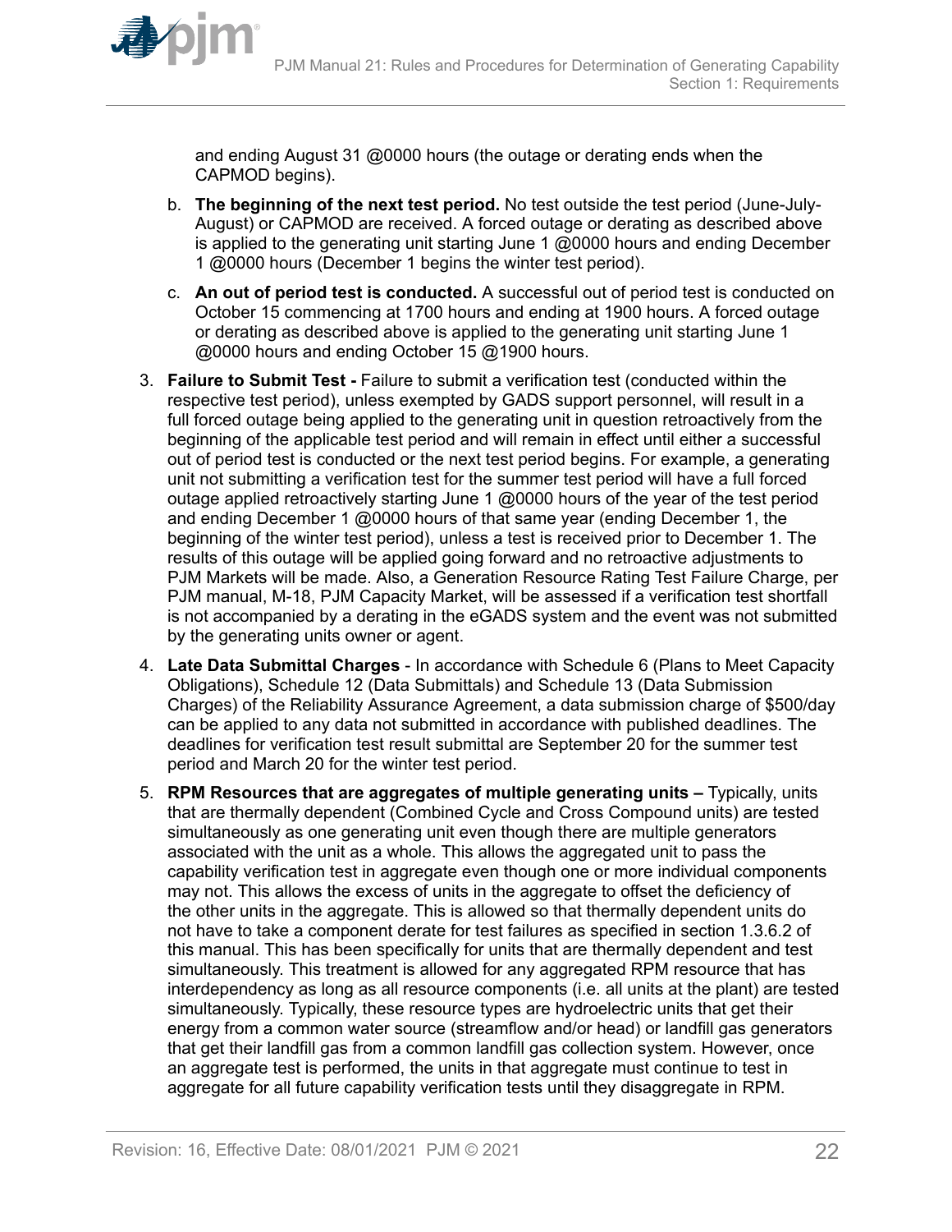and ending August 31 @0000 hours (the outage or derating ends when the CAPMOD begins).

   b. **The beginning of the next test period.** No test outside the test period (June-July-August) or CAPMOD are received. A forced outage or derating as described above is applied to the generating unit starting June 1 @0000 hours and ending December 1 @0000 hours (December 1 begins the winter test period).

   c. **An out of period test is conducted.** A successful out of period test is conducted on October 15 commencing at 1700 hours and ending at 1900 hours. A forced outage or derating as described above is applied to the generating unit starting June 1 @0000 hours and ending October 15 @1900 hours.

3. **Failure to Submit Test -** Failure to submit a verification test (conducted within the respective test period), unless exempted by GADS support personnel, will result in a full forced outage being applied to the generating unit in question retroactively from the beginning of the applicable test period and will remain in effect until either a successful out of period test is conducted or the next test period begins. For example, a generating unit not submitting a verification test for the summer test period will have a full forced outage applied retroactively starting June 1 @0000 hours of the year of the test period and ending December 1 @0000 hours of that same year (ending December 1, the beginning of the winter test period), unless a test is received prior to December 1. The results of this outage will be applied going forward and no retroactive adjustments to PJM Markets will be made. Also, a Generation Resource Rating Test Failure Charge, per PJM manual, M-18, PJM Capacity Market, will be assessed if a verification test shortfall is not accompanied by a derating in the eGADS system and the event was not submitted by the generating units owner or agent.

4. **Late Data Submittal Charges** - In accordance with Schedule 6 (Plans to Meet Capacity Obligations), Schedule 12 (Data Submittals) and Schedule 13 (Data Submission Charges) of the Reliability Assurance Agreement, a data submission charge of $500/day can be applied to any data not submitted in accordance with published deadlines. The deadlines for verification test result submittal are September 20 for the summer test period and March 20 for the winter test period.

5. **RPM Resources that are aggregates of multiple generating units –** Typically, units that are thermally dependent (Combined Cycle and Cross Compound units) are tested simultaneously as one generating unit even though there are multiple generators associated with the unit as a whole. This allows the aggregated unit to pass the capability verification test in aggregate even though one or more individual components may not. This allows the excess of units in the aggregate to offset the deficiency of the other units in the aggregate. This is allowed so that thermally dependent units do not have to take a component derate for test failures as specified in section 1.3.6.2 of this manual. This has been specifically for units that are thermally dependent and test simultaneously. This treatment is allowed for any aggregated RPM resource that has interdependency as long as all resource components (i.e. all units at the plant) are tested simultaneously. Typically, these resource types are hydroelectric units that get their energy from a common water source (streamflow and/or head) or landfill gas generators that get their landfill gas from a common landfill gas collection system. However, once an aggregate test is performed, the units in that aggregate must continue to test in aggregate for all future capability verification tests until they disaggregate in RPM.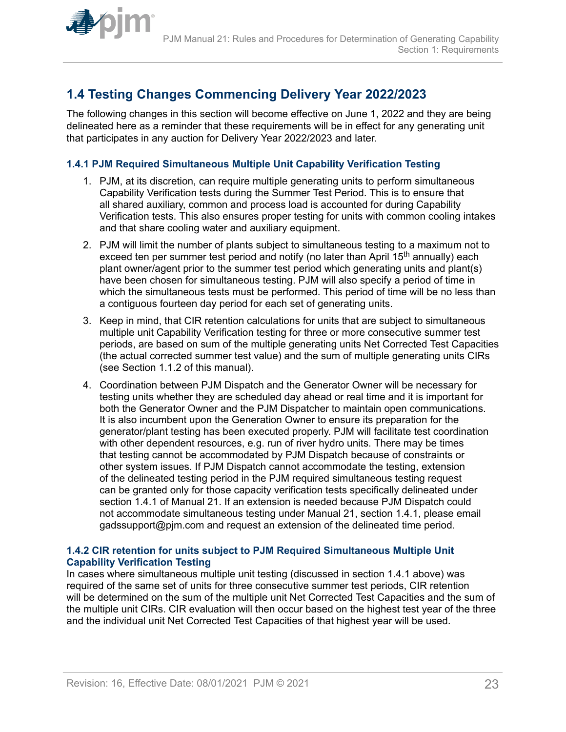## 1.4 Testing Changes Commencing Delivery Year 2022/2023

The following changes in this section will become effective on June 1, 2022 and they are being delineated here as a reminder that these requirements will be in effect for any generating unit that participates in any auction for Delivery Year 2022/2023 and later.

### 1.4.1 PJM Required Simultaneous Multiple Unit Capability Verification Testing

1. PJM, at its discretion, can require multiple generating units to perform simultaneous Capability Verification tests during the Summer Test Period. This is to ensure that all shared auxiliary, common and process load is accounted for during Capability Verification tests. This also ensures proper testing for units with common cooling intakes and that share cooling water and auxiliary equipment.
2. PJM will limit the number of plants subject to simultaneous testing to a maximum not to exceed ten per summer test period and notify (no later than April 15th annually) each plant owner/agent prior to the summer test period which generating units and plant(s) have been chosen for simultaneous testing. PJM will also specify a period of time in which the simultaneous tests must be performed. This period of time will be no less than a contiguous fourteen day period for each set of generating units.
3. Keep in mind, that CIR retention calculations for units that are subject to simultaneous multiple unit Capability Verification testing for three or more consecutive summer test periods, are based on sum of the multiple generating units Net Corrected Test Capacities (the actual corrected summer test value) and the sum of multiple generating units CIRs (see Section 1.1.2 of this manual).
4. Coordination between PJM Dispatch and the Generator Owner will be necessary for testing units whether they are scheduled day ahead or real time and it is important for both the Generator Owner and the PJM Dispatcher to maintain open communications. It is also incumbent upon the Generation Owner to ensure its preparation for the generator/plant testing has been executed properly. PJM will facilitate test coordination with other dependent resources, e.g. run of river hydro units. There may be times that testing cannot be accommodated by PJM Dispatch because of constraints or other system issues. If PJM Dispatch cannot accommodate the testing, extension of the delineated testing period in the PJM required simultaneous testing request can be granted only for those capacity verification tests specifically delineated under section 1.4.1 of Manual 21. If an extension is needed because PJM Dispatch could not accommodate simultaneous testing under Manual 21, section 1.4.1, please email gadssupport@pjm.com and request an extension of the delineated time period.

### 1.4.2 CIR retention for units subject to PJM Required Simultaneous Multiple Unit Capability Verification Testing

In cases where simultaneous multiple unit testing (discussed in section 1.4.1 above) was required of the same set of units for three consecutive summer test periods, CIR retention will be determined on the sum of the multiple unit Net Corrected Test Capacities and the sum of the multiple unit CIRs. CIR evaluation will then occur based on the highest test year of the three and the individual unit Net Corrected Test Capacities of that highest year will be used.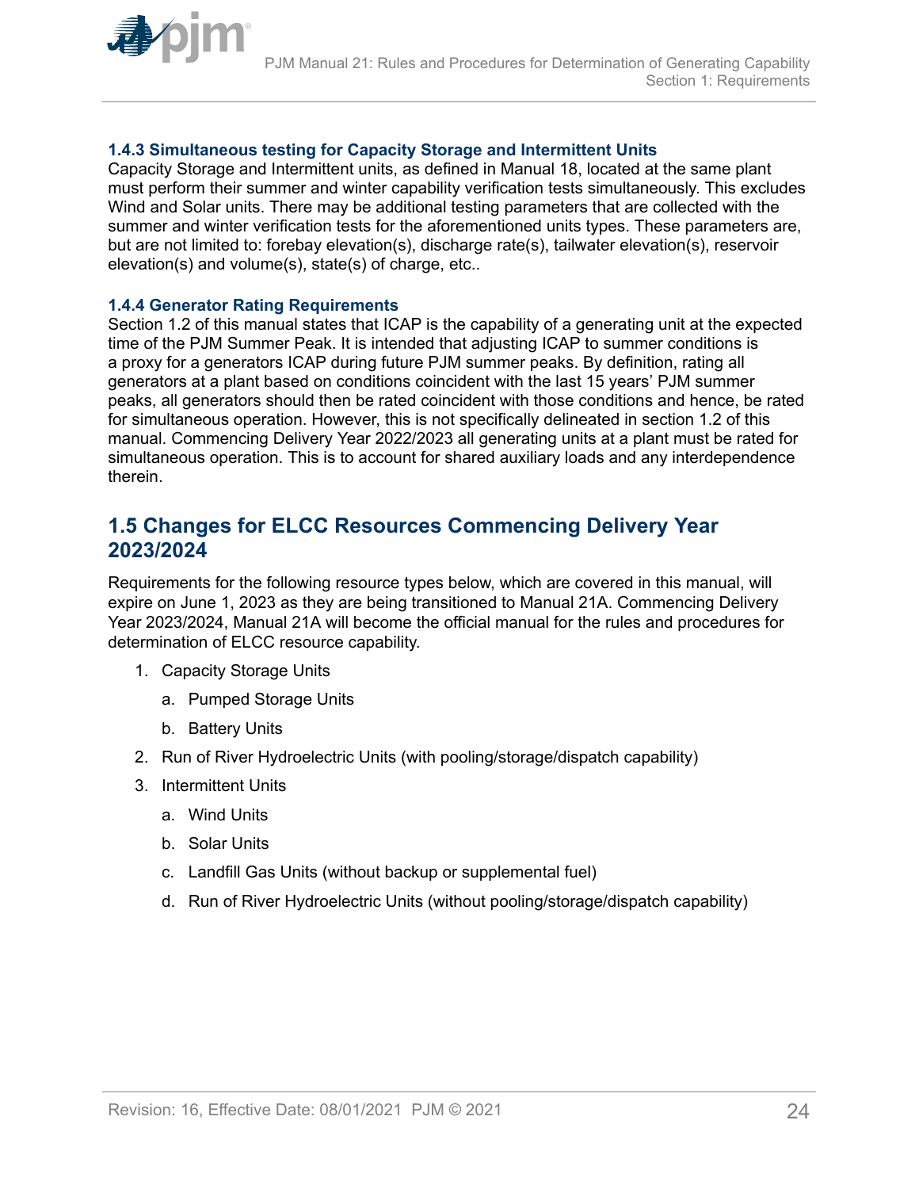### 1.4.3 Simultaneous testing for Capacity Storage and Intermittent Units

Capacity Storage and Intermittent units, as defined in Manual 18, located at the same plant must perform their summer and winter capability verification tests simultaneously. This excludes Wind and Solar units. There may be additional testing parameters that are collected with the summer and winter verification tests for the aforementioned units types. These parameters are, but are not limited to: forebay elevation(s), discharge rate(s), tailwater elevation(s), reservoir elevation(s) and volume(s), state(s) of charge, etc..

### 1.4.4 Generator Rating Requirements

Section 1.2 of this manual states that ICAP is the capability of a generating unit at the expected time of the PJM Summer Peak. It is intended that adjusting ICAP to summer conditions is a proxy for a generators ICAP during future PJM summer peaks. By definition, rating all generators at a plant based on conditions coincident with the last 15 years' PJM summer peaks, all generators should then be rated coincident with those conditions and hence, be rated for simultaneous operation. However, this is not specifically delineated in section 1.2 of this manual. Commencing Delivery Year 2022/2023 all generating units at a plant must be rated for simultaneous operation. This is to account for shared auxiliary loads and any interdependence therein.

## 1.5 Changes for ELCC Resources Commencing Delivery Year 2023/2024

Requirements for the following resource types below, which are covered in this manual, will expire on June 1, 2023 as they are being transitioned to Manual 21A. Commencing Delivery Year 2023/2024, Manual 21A will become the official manual for the rules and procedures for determination of ELCC resource capability.

1. Capacity Storage Units
   a. Pumped Storage Units
   b. Battery Units
2. Run of River Hydroelectric Units (with pooling/storage/dispatch capability)
3. Intermittent Units
   a. Wind Units
   b. Solar Units
   c. Landfill Gas Units (without backup or supplemental fuel)
   d. Run of River Hydroelectric Units (without pooling/storage/dispatch capability)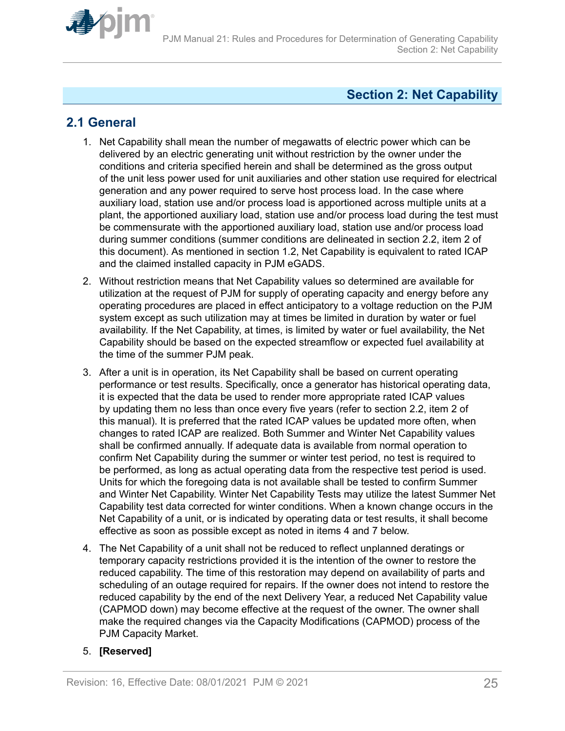# Section 2: Net Capability

## 2.1 General

1. Net Capability shall mean the number of megawatts of electric power which can be delivered by an electric generating unit without restriction by the owner under the conditions and criteria specified herein and shall be determined as the gross output of the unit less power used for unit auxiliaries and other station use required for electrical generation and any power required to serve host process load. In the case where auxiliary load, station use and/or process load is apportioned across multiple units at a plant, the apportioned auxiliary load, station use and/or process load during the test must be commensurate with the apportioned auxiliary load, station use and/or process load during summer conditions (summer conditions are delineated in section 2.2, item 2 of this document). As mentioned in section 1.2, Net Capability is equivalent to rated ICAP and the claimed installed capacity in PJM eGADS.

2. Without restriction means that Net Capability values so determined are available for utilization at the request of PJM for supply of operating capacity and energy before any operating procedures are placed in effect anticipatory to a voltage reduction on the PJM system except as such utilization may at times be limited in duration by water or fuel availability. If the Net Capability, at times, is limited by water or fuel availability, the Net Capability should be based on the expected streamflow or expected fuel availability at the time of the summer PJM peak.

3. After a unit is in operation, its Net Capability shall be based on current operating performance or test results. Specifically, once a generator has historical operating data, it is expected that the data be used to render more appropriate rated ICAP values by updating them no less than once every five years (refer to section 2.2, item 2 of this manual). It is preferred that the rated ICAP values be updated more often, when changes to rated ICAP are realized. Both Summer and Winter Net Capability values shall be confirmed annually. If adequate data is available from normal operation to confirm Net Capability during the summer or winter test period, no test is required to be performed, as long as actual operating data from the respective test period is used. Units for which the foregoing data is not available shall be tested to confirm Summer and Winter Net Capability. Winter Net Capability Tests may utilize the latest Summer Net Capability test data corrected for winter conditions. When a known change occurs in the Net Capability of a unit, or is indicated by operating data or test results, it shall become effective as soon as possible except as noted in items 4 and 7 below.

4. The Net Capability of a unit shall not be reduced to reflect unplanned deratings or temporary capacity restrictions provided it is the intention of the owner to restore the reduced capability. The time of this restoration may depend on availability of parts and scheduling of an outage required for repairs. If the owner does not intend to restore the reduced capability by the end of the next Delivery Year, a reduced Net Capability value (CAPMOD down) may become effective at the request of the owner. The owner shall make the required changes via the Capacity Modifications (CAPMOD) process of the PJM Capacity Market.

5. **[Reserved]**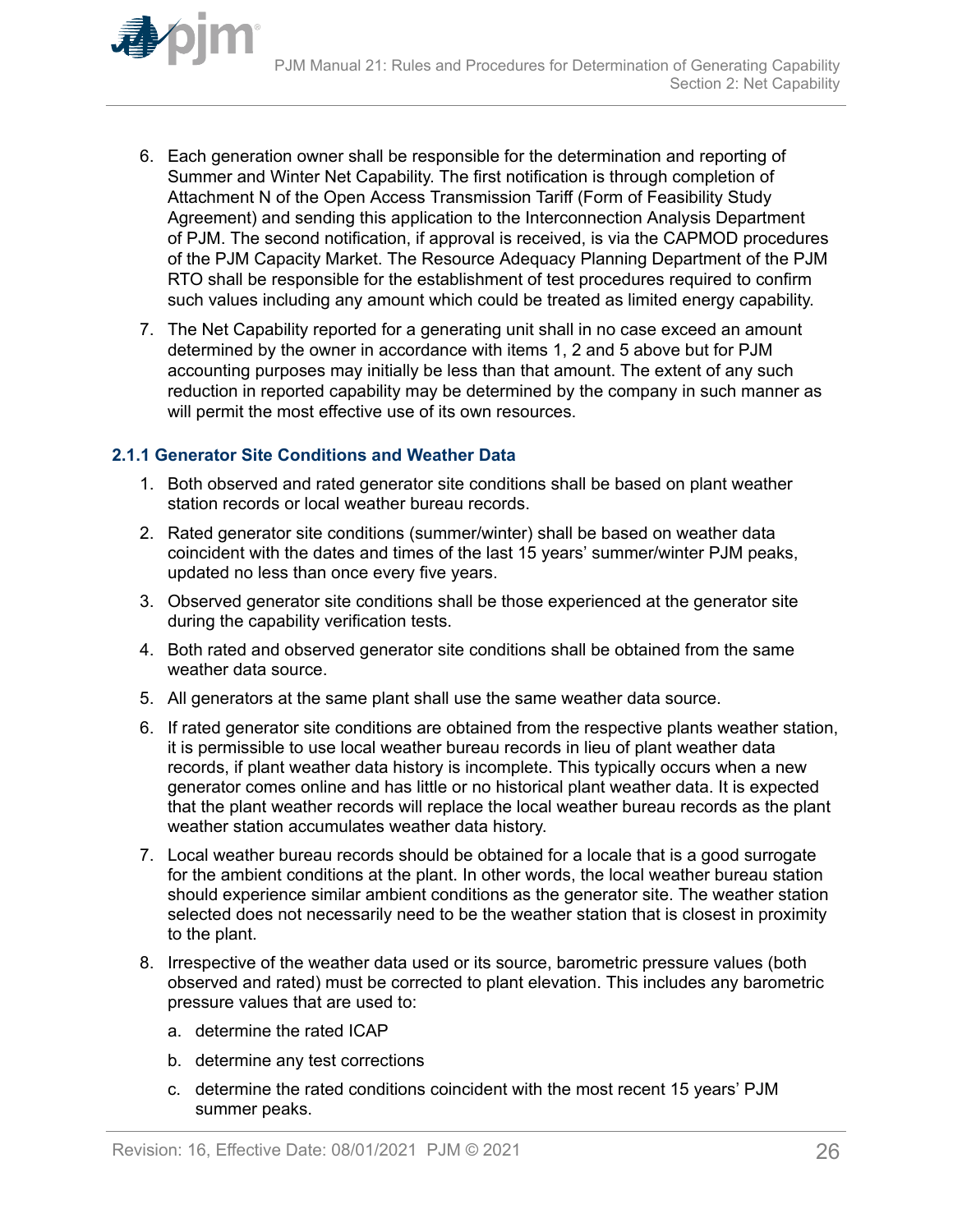6. Each generation owner shall be responsible for the determination and reporting of Summer and Winter Net Capability. The first notification is through completion of Attachment N of the Open Access Transmission Tariff (Form of Feasibility Study Agreement) and sending this application to the Interconnection Analysis Department of PJM. The second notification, if approval is received, is via the CAPMOD procedures of the PJM Capacity Market. The Resource Adequacy Planning Department of the PJM RTO shall be responsible for the establishment of test procedures required to confirm such values including any amount which could be treated as limited energy capability.

7. The Net Capability reported for a generating unit shall in no case exceed an amount determined by the owner in accordance with items 1, 2 and 5 above but for PJM accounting purposes may initially be less than that amount. The extent of any such reduction in reported capability may be determined by the company in such manner as will permit the most effective use of its own resources.

### 2.1.1 Generator Site Conditions and Weather Data

1. Both observed and rated generator site conditions shall be based on plant weather station records or local weather bureau records.

2. Rated generator site conditions (summer/winter) shall be based on weather data coincident with the dates and times of the last 15 years' summer/winter PJM peaks, updated no less than once every five years.

3. Observed generator site conditions shall be those experienced at the generator site during the capability verification tests.

4. Both rated and observed generator site conditions shall be obtained from the same weather data source.

5. All generators at the same plant shall use the same weather data source.

6. If rated generator site conditions are obtained from the respective plants weather station, it is permissible to use local weather bureau records in lieu of plant weather data records, if plant weather data history is incomplete. This typically occurs when a new generator comes online and has little or no historical plant weather data. It is expected that the plant weather records will replace the local weather bureau records as the plant weather station accumulates weather data history.

7. Local weather bureau records should be obtained for a locale that is a good surrogate for the ambient conditions at the plant. In other words, the local weather bureau station should experience similar ambient conditions as the generator site. The weather station selected does not necessarily need to be the weather station that is closest in proximity to the plant.

8. Irrespective of the weather data used or its source, barometric pressure values (both observed and rated) must be corrected to plant elevation. This includes any barometric pressure values that are used to:

   a. determine the rated ICAP

   b. determine any test corrections

   c. determine the rated conditions coincident with the most recent 15 years' PJM summer peaks.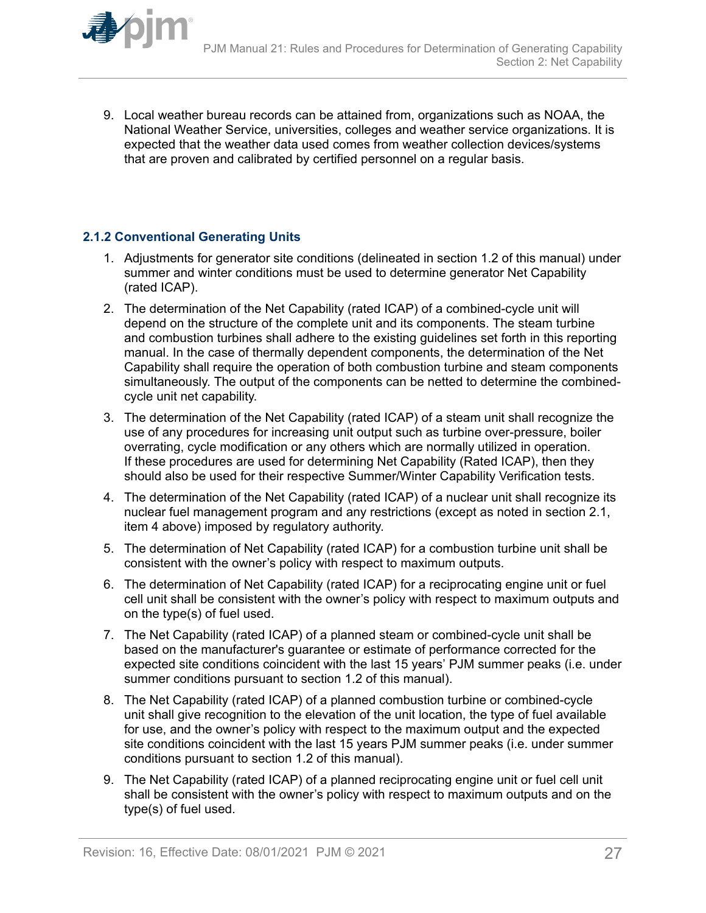9. Local weather bureau records can be attained from, organizations such as NOAA, the National Weather Service, universities, colleges and weather service organizations. It is expected that the weather data used comes from weather collection devices/systems that are proven and calibrated by certified personnel on a regular basis.

### 2.1.2 Conventional Generating Units

1. Adjustments for generator site conditions (delineated in section 1.2 of this manual) under summer and winter conditions must be used to determine generator Net Capability (rated ICAP).
2. The determination of the Net Capability (rated ICAP) of a combined-cycle unit will depend on the structure of the complete unit and its components. The steam turbine and combustion turbines shall adhere to the existing guidelines set forth in this reporting manual. In the case of thermally dependent components, the determination of the Net Capability shall require the operation of both combustion turbine and steam components simultaneously. The output of the components can be netted to determine the combined-cycle unit net capability.
3. The determination of the Net Capability (rated ICAP) of a steam unit shall recognize the use of any procedures for increasing unit output such as turbine over-pressure, boiler overrating, cycle modification or any others which are normally utilized in operation. If these procedures are used for determining Net Capability (Rated ICAP), then they should also be used for their respective Summer/Winter Capability Verification tests.
4. The determination of the Net Capability (rated ICAP) of a nuclear unit shall recognize its nuclear fuel management program and any restrictions (except as noted in section 2.1, item 4 above) imposed by regulatory authority.
5. The determination of Net Capability (rated ICAP) for a combustion turbine unit shall be consistent with the owner's policy with respect to maximum outputs.
6. The determination of Net Capability (rated ICAP) for a reciprocating engine unit or fuel cell unit shall be consistent with the owner's policy with respect to maximum outputs and on the type(s) of fuel used.
7. The Net Capability (rated ICAP) of a planned steam or combined-cycle unit shall be based on the manufacturer's guarantee or estimate of performance corrected for the expected site conditions coincident with the last 15 years' PJM summer peaks (i.e. under summer conditions pursuant to section 1.2 of this manual).
8. The Net Capability (rated ICAP) of a planned combustion turbine or combined-cycle unit shall give recognition to the elevation of the unit location, the type of fuel available for use, and the owner's policy with respect to the maximum output and the expected site conditions coincident with the last 15 years PJM summer peaks (i.e. under summer conditions pursuant to section 1.2 of this manual).
9. The Net Capability (rated ICAP) of a planned reciprocating engine unit or fuel cell unit shall be consistent with the owner's policy with respect to maximum outputs and on the type(s) of fuel used.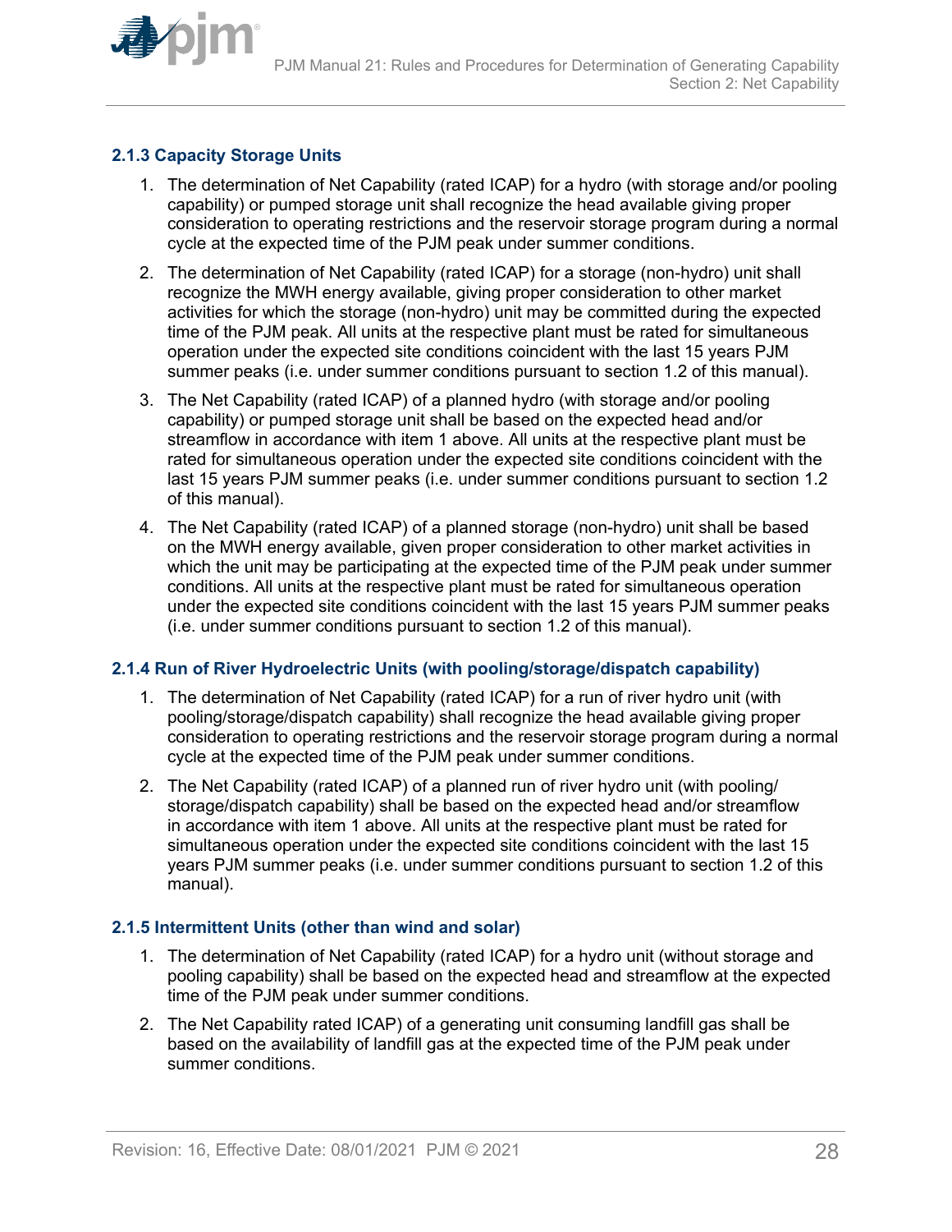### 2.1.3 Capacity Storage Units

1. The determination of Net Capability (rated ICAP) for a hydro (with storage and/or pooling capability) or pumped storage unit shall recognize the head available giving proper consideration to operating restrictions and the reservoir storage program during a normal cycle at the expected time of the PJM peak under summer conditions.

2. The determination of Net Capability (rated ICAP) for a storage (non-hydro) unit shall recognize the MWH energy available, giving proper consideration to other market activities for which the storage (non-hydro) unit may be committed during the expected time of the PJM peak. All units at the respective plant must be rated for simultaneous operation under the expected site conditions coincident with the last 15 years PJM summer peaks (i.e. under summer conditions pursuant to section 1.2 of this manual).

3. The Net Capability (rated ICAP) of a planned hydro (with storage and/or pooling capability) or pumped storage unit shall be based on the expected head and/or streamflow in accordance with item 1 above. All units at the respective plant must be rated for simultaneous operation under the expected site conditions coincident with the last 15 years PJM summer peaks (i.e. under summer conditions pursuant to section 1.2 of this manual).

4. The Net Capability (rated ICAP) of a planned storage (non-hydro) unit shall be based on the MWH energy available, given proper consideration to other market activities in which the unit may be participating at the expected time of the PJM peak under summer conditions. All units at the respective plant must be rated for simultaneous operation under the expected site conditions coincident with the last 15 years PJM summer peaks (i.e. under summer conditions pursuant to section 1.2 of this manual).

### 2.1.4 Run of River Hydroelectric Units (with pooling/storage/dispatch capability)

1. The determination of Net Capability (rated ICAP) for a run of river hydro unit (with pooling/storage/dispatch capability) shall recognize the head available giving proper consideration to operating restrictions and the reservoir storage program during a normal cycle at the expected time of the PJM peak under summer conditions.

2. The Net Capability (rated ICAP) of a planned run of river hydro unit (with pooling/storage/dispatch capability) shall be based on the expected head and/or streamflow in accordance with item 1 above. All units at the respective plant must be rated for simultaneous operation under the expected site conditions coincident with the last 15 years PJM summer peaks (i.e. under summer conditions pursuant to section 1.2 of this manual).

### 2.1.5 Intermittent Units (other than wind and solar)

1. The determination of Net Capability (rated ICAP) for a hydro unit (without storage and pooling capability) shall be based on the expected head and streamflow at the expected time of the PJM peak under summer conditions.

2. The Net Capability rated ICAP) of a generating unit consuming landfill gas shall be based on the availability of landfill gas at the expected time of the PJM peak under summer conditions.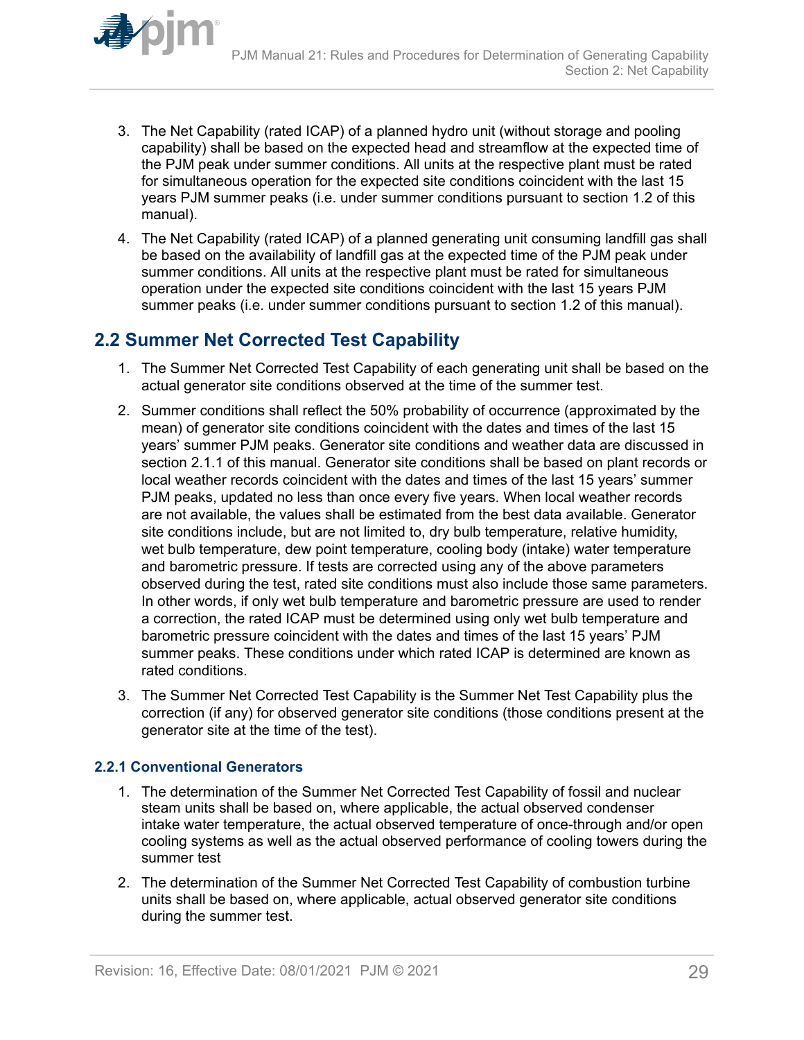3. The Net Capability (rated ICAP) of a planned hydro unit (without storage and pooling capability) shall be based on the expected head and streamflow at the expected time of the PJM peak under summer conditions. All units at the respective plant must be rated for simultaneous operation for the expected site conditions coincident with the last 15 years PJM summer peaks (i.e. under summer conditions pursuant to section 1.2 of this manual).

4. The Net Capability (rated ICAP) of a planned generating unit consuming landfill gas shall be based on the availability of landfill gas at the expected time of the PJM peak under summer conditions. All units at the respective plant must be rated for simultaneous operation under the expected site conditions coincident with the last 15 years PJM summer peaks (i.e. under summer conditions pursuant to section 1.2 of this manual).

## 2.2 Summer Net Corrected Test Capability

1. The Summer Net Corrected Test Capability of each generating unit shall be based on the actual generator site conditions observed at the time of the summer test.

2. Summer conditions shall reflect the 50% probability of occurrence (approximated by the mean) of generator site conditions coincident with the dates and times of the last 15 years' summer PJM peaks. Generator site conditions and weather data are discussed in section 2.1.1 of this manual. Generator site conditions shall be based on plant records or local weather records coincident with the dates and times of the last 15 years' summer PJM peaks, updated no less than once every five years. When local weather records are not available, the values shall be estimated from the best data available. Generator site conditions include, but are not limited to, dry bulb temperature, relative humidity, wet bulb temperature, dew point temperature, cooling body (intake) water temperature and barometric pressure. If tests are corrected using any of the above parameters observed during the test, rated site conditions must also include those same parameters. In other words, if only wet bulb temperature and barometric pressure are used to render a correction, the rated ICAP must be determined using only wet bulb temperature and barometric pressure coincident with the dates and times of the last 15 years' PJM summer peaks. These conditions under which rated ICAP is determined are known as rated conditions.

3. The Summer Net Corrected Test Capability is the Summer Net Test Capability plus the correction (if any) for observed generator site conditions (those conditions present at the generator site at the time of the test).

### 2.2.1 Conventional Generators

1. The determination of the Summer Net Corrected Test Capability of fossil and nuclear steam units shall be based on, where applicable, the actual observed condenser intake water temperature, the actual observed temperature of once-through and/or open cooling systems as well as the actual observed performance of cooling towers during the summer test

2. The determination of the Summer Net Corrected Test Capability of combustion turbine units shall be based on, where applicable, actual observed generator site conditions during the summer test.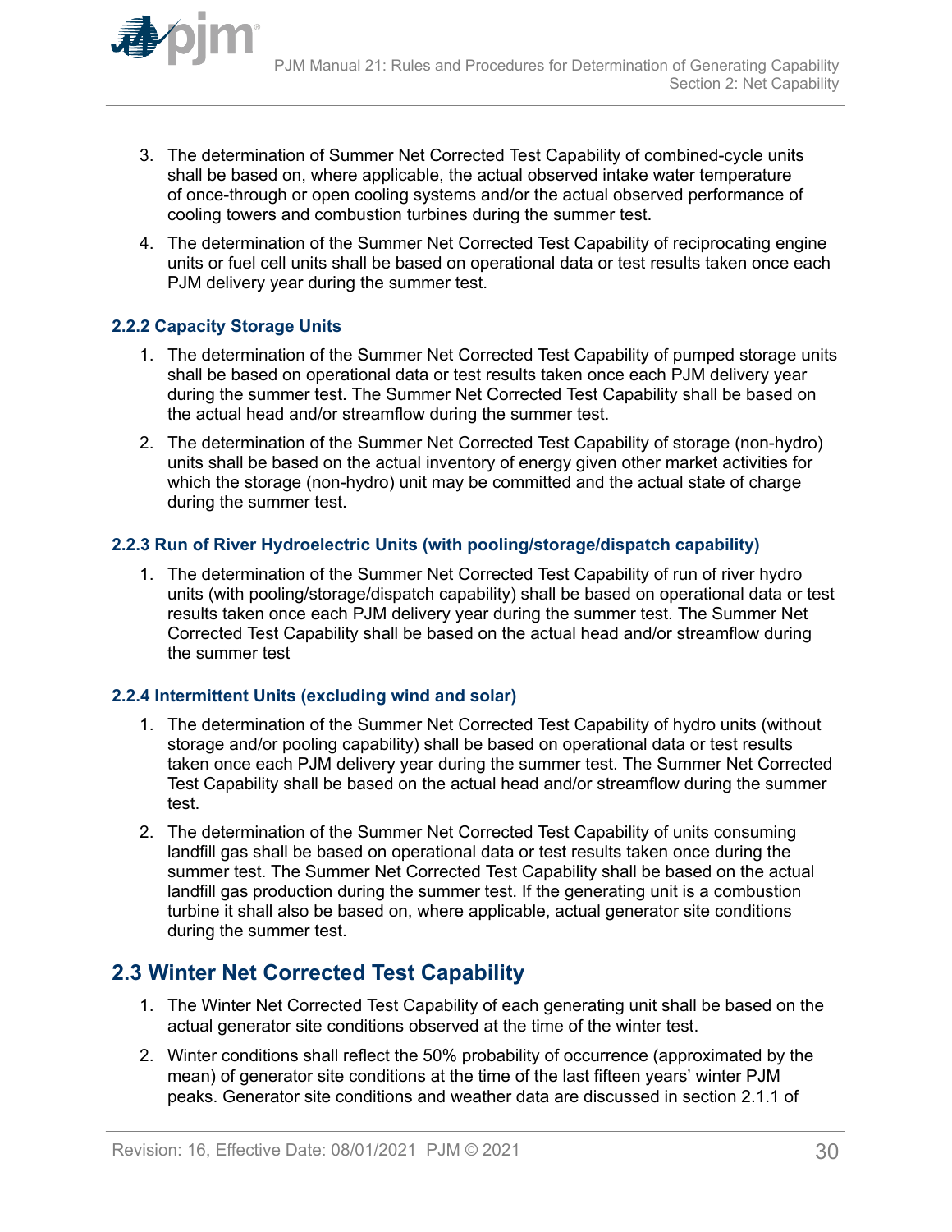3. The determination of Summer Net Corrected Test Capability of combined-cycle units shall be based on, where applicable, the actual observed intake water temperature of once-through or open cooling systems and/or the actual observed performance of cooling towers and combustion turbines during the summer test.

4. The determination of the Summer Net Corrected Test Capability of reciprocating engine units or fuel cell units shall be based on operational data or test results taken once each PJM delivery year during the summer test.

### 2.2.2 Capacity Storage Units

1. The determination of the Summer Net Corrected Test Capability of pumped storage units shall be based on operational data or test results taken once each PJM delivery year during the summer test. The Summer Net Corrected Test Capability shall be based on the actual head and/or streamflow during the summer test.

2. The determination of the Summer Net Corrected Test Capability of storage (non-hydro) units shall be based on the actual inventory of energy given other market activities for which the storage (non-hydro) unit may be committed and the actual state of charge during the summer test.

### 2.2.3 Run of River Hydroelectric Units (with pooling/storage/dispatch capability)

1. The determination of the Summer Net Corrected Test Capability of run of river hydro units (with pooling/storage/dispatch capability) shall be based on operational data or test results taken once each PJM delivery year during the summer test. The Summer Net Corrected Test Capability shall be based on the actual head and/or streamflow during the summer test

### 2.2.4 Intermittent Units (excluding wind and solar)

1. The determination of the Summer Net Corrected Test Capability of hydro units (without storage and/or pooling capability) shall be based on operational data or test results taken once each PJM delivery year during the summer test. The Summer Net Corrected Test Capability shall be based on the actual head and/or streamflow during the summer test.

2. The determination of the Summer Net Corrected Test Capability of units consuming landfill gas shall be based on operational data or test results taken once during the summer test. The Summer Net Corrected Test Capability shall be based on the actual landfill gas production during the summer test. If the generating unit is a combustion turbine it shall also be based on, where applicable, actual generator site conditions during the summer test.

## 2.3 Winter Net Corrected Test Capability

1. The Winter Net Corrected Test Capability of each generating unit shall be based on the actual generator site conditions observed at the time of the winter test.

2. Winter conditions shall reflect the 50% probability of occurrence (approximated by the mean) of generator site conditions at the time of the last fifteen years' winter PJM peaks. Generator site conditions and weather data are discussed in section 2.1.1 of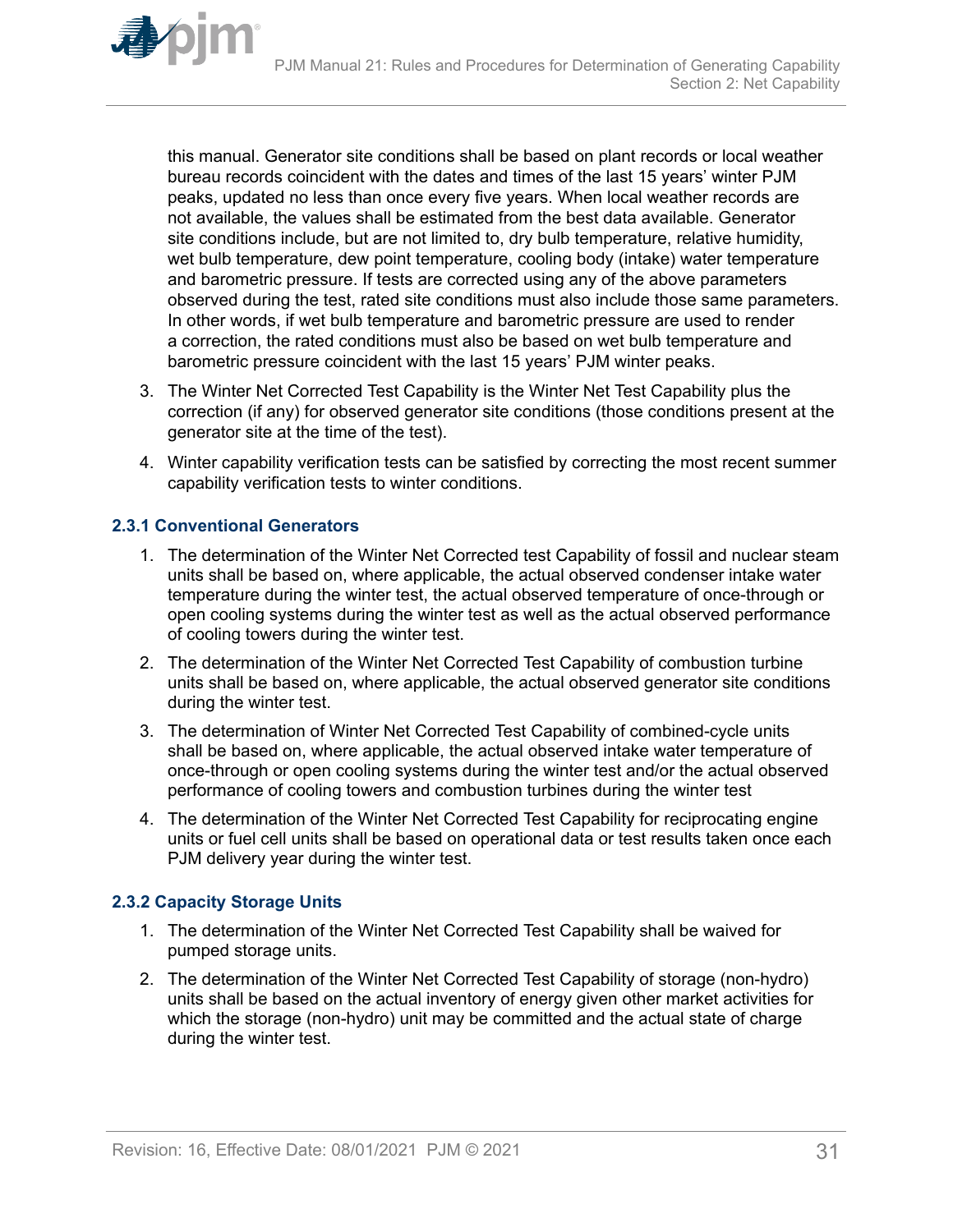this manual. Generator site conditions shall be based on plant records or local weather bureau records coincident with the dates and times of the last 15 years' winter PJM peaks, updated no less than once every five years. When local weather records are not available, the values shall be estimated from the best data available. Generator site conditions include, but are not limited to, dry bulb temperature, relative humidity, wet bulb temperature, dew point temperature, cooling body (intake) water temperature and barometric pressure. If tests are corrected using any of the above parameters observed during the test, rated site conditions must also include those same parameters. In other words, if wet bulb temperature and barometric pressure are used to render a correction, the rated conditions must also be based on wet bulb temperature and barometric pressure coincident with the last 15 years' PJM winter peaks.

3. The Winter Net Corrected Test Capability is the Winter Net Test Capability plus the correction (if any) for observed generator site conditions (those conditions present at the generator site at the time of the test).
4. Winter capability verification tests can be satisfied by correcting the most recent summer capability verification tests to winter conditions.

### 2.3.1 Conventional Generators

1. The determination of the Winter Net Corrected test Capability of fossil and nuclear steam units shall be based on, where applicable, the actual observed condenser intake water temperature during the winter test, the actual observed temperature of once-through or open cooling systems during the winter test as well as the actual observed performance of cooling towers during the winter test.
2. The determination of the Winter Net Corrected Test Capability of combustion turbine units shall be based on, where applicable, the actual observed generator site conditions during the winter test.
3. The determination of Winter Net Corrected Test Capability of combined-cycle units shall be based on, where applicable, the actual observed intake water temperature of once-through or open cooling systems during the winter test and/or the actual observed performance of cooling towers and combustion turbines during the winter test
4. The determination of the Winter Net Corrected Test Capability for reciprocating engine units or fuel cell units shall be based on operational data or test results taken once each PJM delivery year during the winter test.

### 2.3.2 Capacity Storage Units

1. The determination of the Winter Net Corrected Test Capability shall be waived for pumped storage units.
2. The determination of the Winter Net Corrected Test Capability of storage (non-hydro) units shall be based on the actual inventory of energy given other market activities for which the storage (non-hydro) unit may be committed and the actual state of charge during the winter test.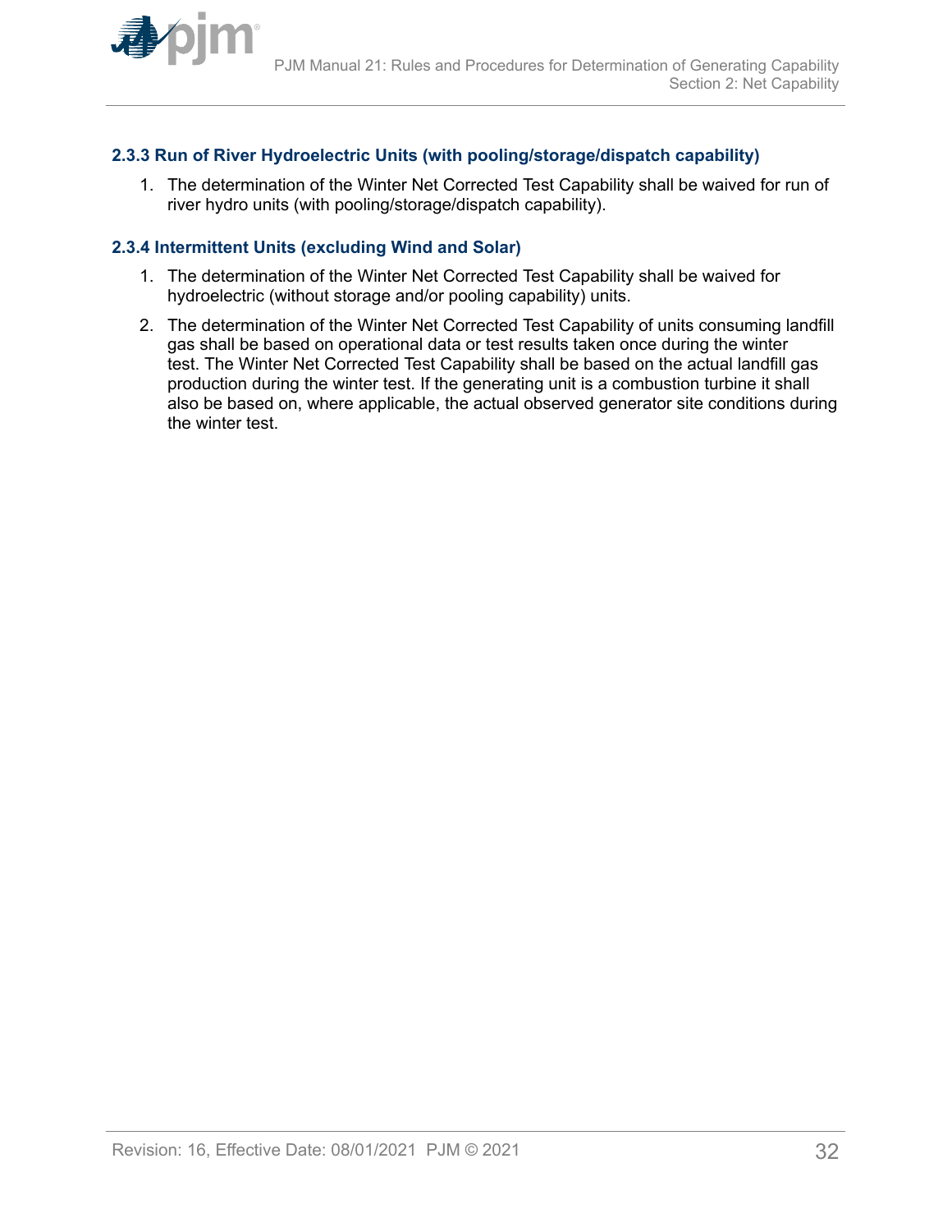### 2.3.3 Run of River Hydroelectric Units (with pooling/storage/dispatch capability)

1. The determination of the Winter Net Corrected Test Capability shall be waived for run of river hydro units (with pooling/storage/dispatch capability).

### 2.3.4 Intermittent Units (excluding Wind and Solar)

1. The determination of the Winter Net Corrected Test Capability shall be waived for hydroelectric (without storage and/or pooling capability) units.
2. The determination of the Winter Net Corrected Test Capability of units consuming landfill gas shall be based on operational data or test results taken once during the winter test. The Winter Net Corrected Test Capability shall be based on the actual landfill gas production during the winter test. If the generating unit is a combustion turbine it shall also be based on, where applicable, the actual observed generator site conditions during the winter test.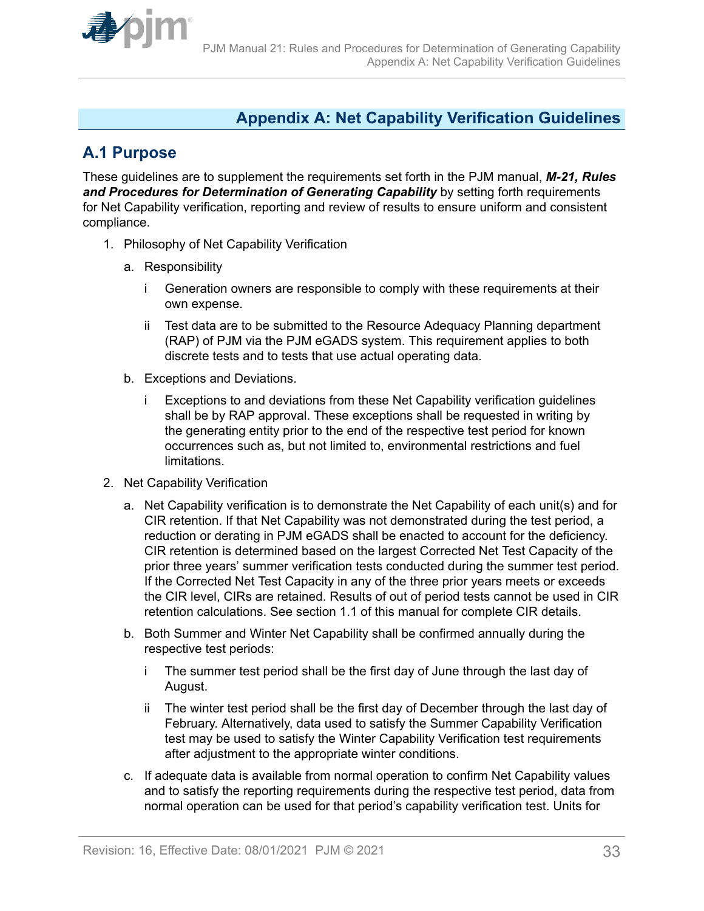# Appendix A: Net Capability Verification Guidelines

## A.1 Purpose

These guidelines are to supplement the requirements set forth in the PJM manual, ***M-21, Rules and Procedures for Determination of Generating Capability*** by setting forth requirements for Net Capability verification, reporting and review of results to ensure uniform and consistent compliance.

1. Philosophy of Net Capability Verification

   a. Responsibility

      i Generation owners are responsible to comply with these requirements at their own expense.

      ii Test data are to be submitted to the Resource Adequacy Planning department (RAP) of PJM via the PJM eGADS system. This requirement applies to both discrete tests and to tests that use actual operating data.

   b. Exceptions and Deviations.

      i Exceptions to and deviations from these Net Capability verification guidelines shall be by RAP approval. These exceptions shall be requested in writing by the generating entity prior to the end of the respective test period for known occurrences such as, but not limited to, environmental restrictions and fuel limitations.

2. Net Capability Verification

   a. Net Capability verification is to demonstrate the Net Capability of each unit(s) and for CIR retention. If that Net Capability was not demonstrated during the test period, a reduction or derating in PJM eGADS shall be enacted to account for the deficiency. CIR retention is determined based on the largest Corrected Net Test Capacity of the prior three years' summer verification tests conducted during the summer test period. If the Corrected Net Test Capacity in any of the three prior years meets or exceeds the CIR level, CIRs are retained. Results of out of period tests cannot be used in CIR retention calculations. See section 1.1 of this manual for complete CIR details.

   b. Both Summer and Winter Net Capability shall be confirmed annually during the respective test periods:

      i The summer test period shall be the first day of June through the last day of August.

      ii The winter test period shall be the first day of December through the last day of February. Alternatively, data used to satisfy the Summer Capability Verification test may be used to satisfy the Winter Capability Verification test requirements after adjustment to the appropriate winter conditions.

   c. If adequate data is available from normal operation to confirm Net Capability values and to satisfy the reporting requirements during the respective test period, data from normal operation can be used for that period's capability verification test. Units for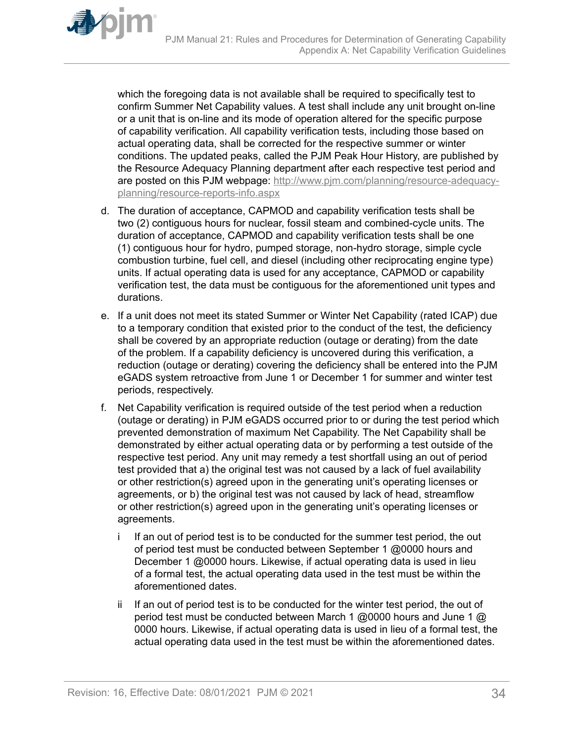which the foregoing data is not available shall be required to specifically test to confirm Summer Net Capability values. A test shall include any unit brought on-line or a unit that is on-line and its mode of operation altered for the specific purpose of capability verification. All capability verification tests, including those based on actual operating data, shall be corrected for the respective summer or winter conditions. The updated peaks, called the PJM Peak Hour History, are published by the Resource Adequacy Planning department after each respective test period and are posted on this PJM webpage: [http://www.pjm.com/planning/resource-adequacy-planning/resource-reports-info.aspx](http://www.pjm.com/planning/resource-adequacy-planning/resource-reports-info.aspx)

d. The duration of acceptance, CAPMOD and capability verification tests shall be two (2) contiguous hours for nuclear, fossil steam and combined-cycle units. The duration of acceptance, CAPMOD and capability verification tests shall be one (1) contiguous hour for hydro, pumped storage, non-hydro storage, simple cycle combustion turbine, fuel cell, and diesel (including other reciprocating engine type) units. If actual operating data is used for any acceptance, CAPMOD or capability verification test, the data must be contiguous for the aforementioned unit types and durations.

e. If a unit does not meet its stated Summer or Winter Net Capability (rated ICAP) due to a temporary condition that existed prior to the conduct of the test, the deficiency shall be covered by an appropriate reduction (outage or derating) from the date of the problem. If a capability deficiency is uncovered during this verification, a reduction (outage or derating) covering the deficiency shall be entered into the PJM eGADS system retroactive from June 1 or December 1 for summer and winter test periods, respectively.

f. Net Capability verification is required outside of the test period when a reduction (outage or derating) in PJM eGADS occurred prior to or during the test period which prevented demonstration of maximum Net Capability. The Net Capability shall be demonstrated by either actual operating data or by performing a test outside of the respective test period. Any unit may remedy a test shortfall using an out of period test provided that a) the original test was not caused by a lack of fuel availability or other restriction(s) agreed upon in the generating unit's operating licenses or agreements, or b) the original test was not caused by lack of head, streamflow or other restriction(s) agreed upon in the generating unit's operating licenses or agreements.

   i If an out of period test is to be conducted for the summer test period, the out of period test must be conducted between September 1 @0000 hours and December 1 @0000 hours. Likewise, if actual operating data is used in lieu of a formal test, the actual operating data used in the test must be within the aforementioned dates.

   ii If an out of period test is to be conducted for the winter test period, the out of period test must be conducted between March 1 @0000 hours and June 1 @ 0000 hours. Likewise, if actual operating data is used in lieu of a formal test, the actual operating data used in the test must be within the aforementioned dates.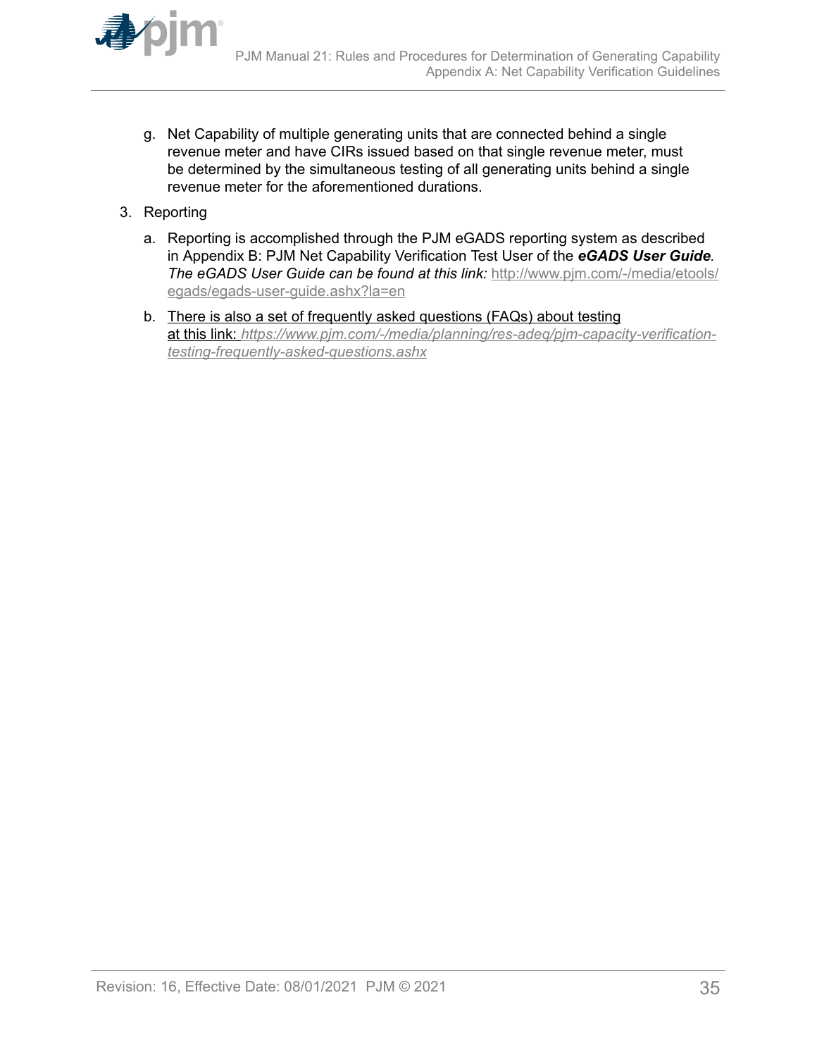g. Net Capability of multiple generating units that are connected behind a single revenue meter and have CIRs issued based on that single revenue meter, must be determined by the simultaneous testing of all generating units behind a single revenue meter for the aforementioned durations.

3. Reporting

   a. Reporting is accomplished through the PJM eGADS reporting system as described in Appendix B: PJM Net Capability Verification Test User of the ***eGADS User Guide****. The eGADS User Guide can be found at this link:* [http://www.pjm.com/-/media/etools/egads/egads-user-guide.ashx?la=en](http://www.pjm.com/-/media/etools/egads/egads-user-guide.ashx?la=en)

   b. There is also a set of frequently asked questions (FAQs) about testing at this link: *[https://www.pjm.com/-/media/planning/res-adeq/pjm-capacity-verification-testing-frequently-asked-questions.ashx](https://www.pjm.com/-/media/planning/res-adeq/pjm-capacity-verification-testing-frequently-asked-questions.ashx)*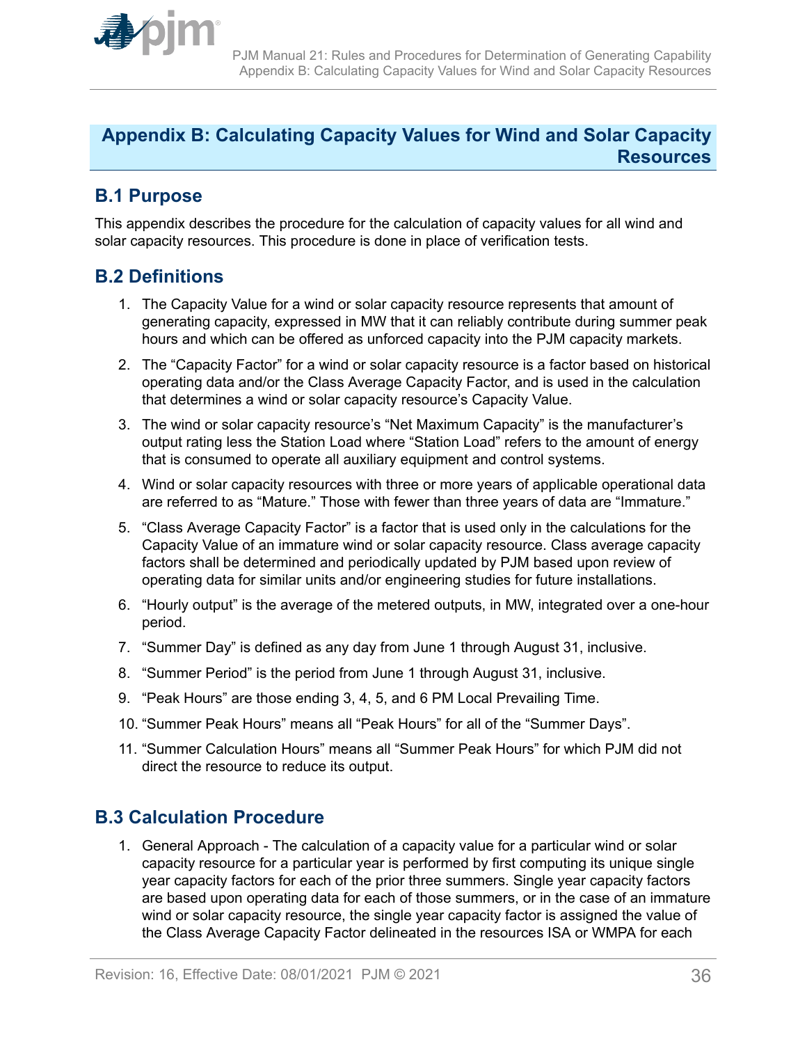# Appendix B: Calculating Capacity Values for Wind and Solar Capacity Resources

## B.1 Purpose

This appendix describes the procedure for the calculation of capacity values for all wind and solar capacity resources. This procedure is done in place of verification tests.

## B.2 Definitions

1. The Capacity Value for a wind or solar capacity resource represents that amount of generating capacity, expressed in MW that it can reliably contribute during summer peak hours and which can be offered as unforced capacity into the PJM capacity markets.
2. The “Capacity Factor” for a wind or solar capacity resource is a factor based on historical operating data and/or the Class Average Capacity Factor, and is used in the calculation that determines a wind or solar capacity resource’s Capacity Value.
3. The wind or solar capacity resource’s “Net Maximum Capacity” is the manufacturer’s output rating less the Station Load where “Station Load” refers to the amount of energy that is consumed to operate all auxiliary equipment and control systems.
4. Wind or solar capacity resources with three or more years of applicable operational data are referred to as “Mature.” Those with fewer than three years of data are “Immature.”
5. “Class Average Capacity Factor” is a factor that is used only in the calculations for the Capacity Value of an immature wind or solar capacity resource. Class average capacity factors shall be determined and periodically updated by PJM based upon review of operating data for similar units and/or engineering studies for future installations.
6. “Hourly output” is the average of the metered outputs, in MW, integrated over a one-hour period.
7. “Summer Day” is defined as any day from June 1 through August 31, inclusive.
8. “Summer Period” is the period from June 1 through August 31, inclusive.
9. “Peak Hours” are those ending 3, 4, 5, and 6 PM Local Prevailing Time.
10. “Summer Peak Hours” means all “Peak Hours” for all of the “Summer Days”.
11. “Summer Calculation Hours” means all “Summer Peak Hours” for which PJM did not direct the resource to reduce its output.

## B.3 Calculation Procedure

1. General Approach - The calculation of a capacity value for a particular wind or solar capacity resource for a particular year is performed by first computing its unique single year capacity factors for each of the prior three summers. Single year capacity factors are based upon operating data for each of those summers, or in the case of an immature wind or solar capacity resource, the single year capacity factor is assigned the value of the Class Average Capacity Factor delineated in the resources ISA or WMPA for each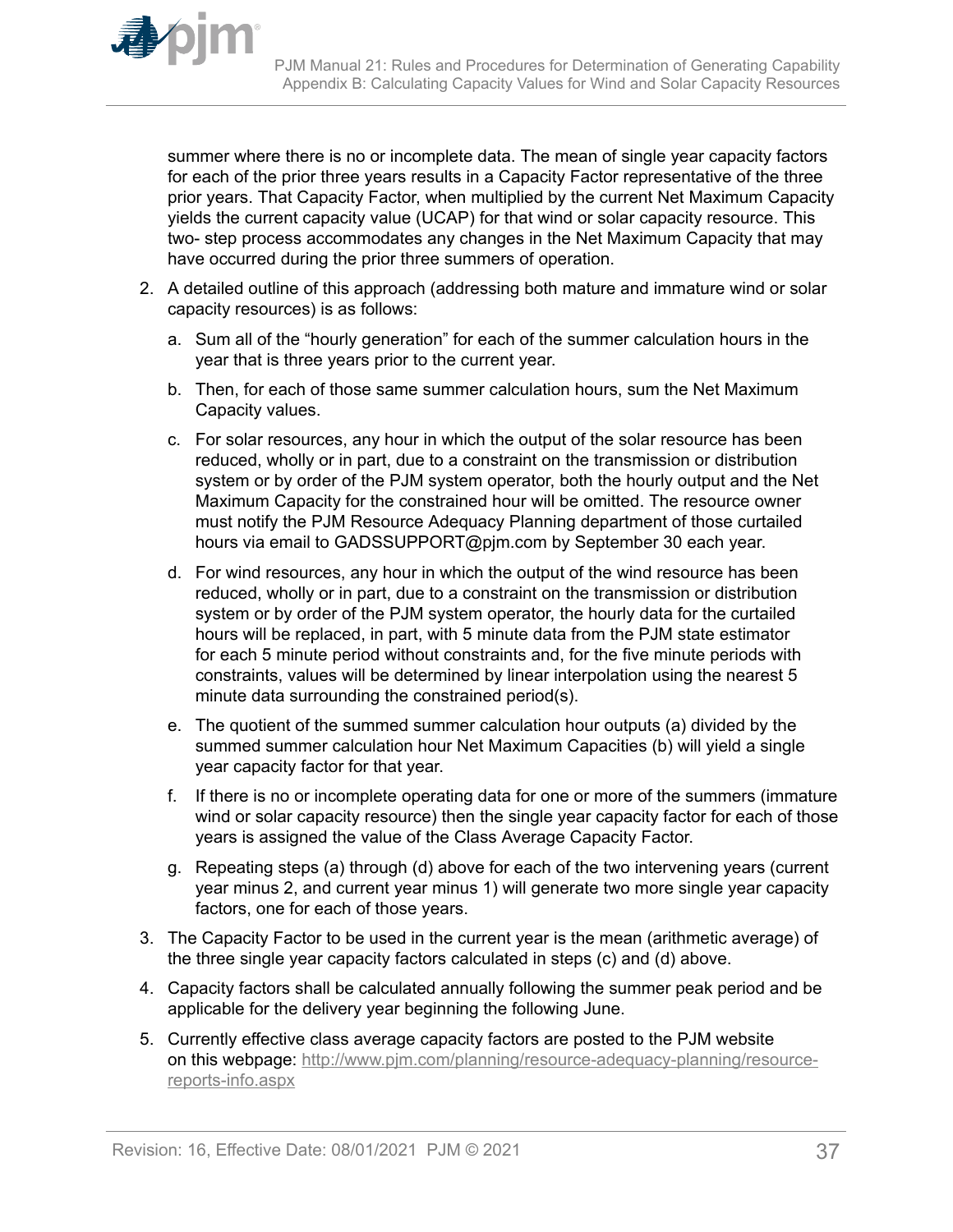summer where there is no or incomplete data. The mean of single year capacity factors for each of the prior three years results in a Capacity Factor representative of the three prior years. That Capacity Factor, when multiplied by the current Net Maximum Capacity yields the current capacity value (UCAP) for that wind or solar capacity resource. This two- step process accommodates any changes in the Net Maximum Capacity that may have occurred during the prior three summers of operation.

2. A detailed outline of this approach (addressing both mature and immature wind or solar capacity resources) is as follows:

   a. Sum all of the “hourly generation” for each of the summer calculation hours in the year that is three years prior to the current year.

   b. Then, for each of those same summer calculation hours, sum the Net Maximum Capacity values.

   c. For solar resources, any hour in which the output of the solar resource has been reduced, wholly or in part, due to a constraint on the transmission or distribution system or by order of the PJM system operator, both the hourly output and the Net Maximum Capacity for the constrained hour will be omitted. The resource owner must notify the PJM Resource Adequacy Planning department of those curtailed hours via email to GADSSUPPORT@pjm.com by September 30 each year.

   d. For wind resources, any hour in which the output of the wind resource has been reduced, wholly or in part, due to a constraint on the transmission or distribution system or by order of the PJM system operator, the hourly data for the curtailed hours will be replaced, in part, with 5 minute data from the PJM state estimator for each 5 minute period without constraints and, for the five minute periods with constraints, values will be determined by linear interpolation using the nearest 5 minute data surrounding the constrained period(s).

   e. The quotient of the summed summer calculation hour outputs (a) divided by the summed summer calculation hour Net Maximum Capacities (b) will yield a single year capacity factor for that year.

   f. If there is no or incomplete operating data for one or more of the summers (immature wind or solar capacity resource) then the single year capacity factor for each of those years is assigned the value of the Class Average Capacity Factor.

   g. Repeating steps (a) through (d) above for each of the two intervening years (current year minus 2, and current year minus 1) will generate two more single year capacity factors, one for each of those years.

3. The Capacity Factor to be used in the current year is the mean (arithmetic average) of the three single year capacity factors calculated in steps (c) and (d) above.

4. Capacity factors shall be calculated annually following the summer peak period and be applicable for the delivery year beginning the following June.

5. Currently effective class average capacity factors are posted to the PJM website on this webpage: [http://www.pjm.com/planning/resource-adequacy-planning/resource-reports-info.aspx](http://www.pjm.com/planning/resource-adequacy-planning/resource-reports-info.aspx)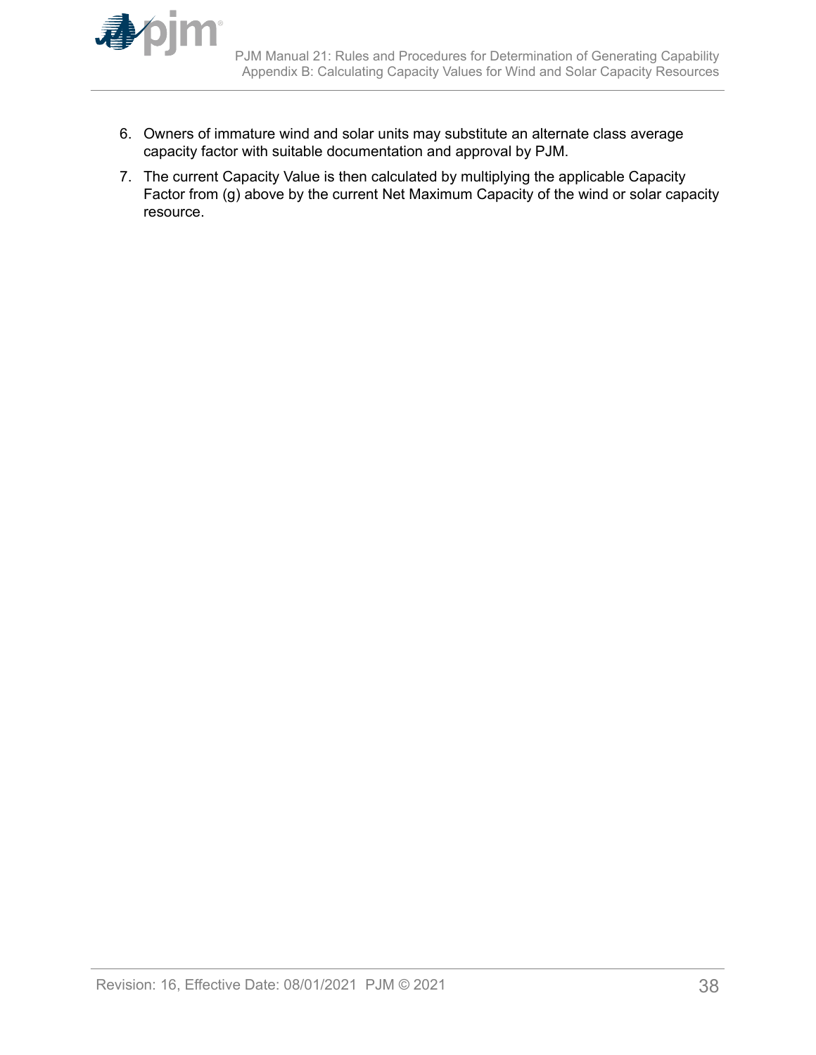6. Owners of immature wind and solar units may substitute an alternate class average capacity factor with suitable documentation and approval by PJM.
7. The current Capacity Value is then calculated by multiplying the applicable Capacity Factor from (g) above by the current Net Maximum Capacity of the wind or solar capacity resource.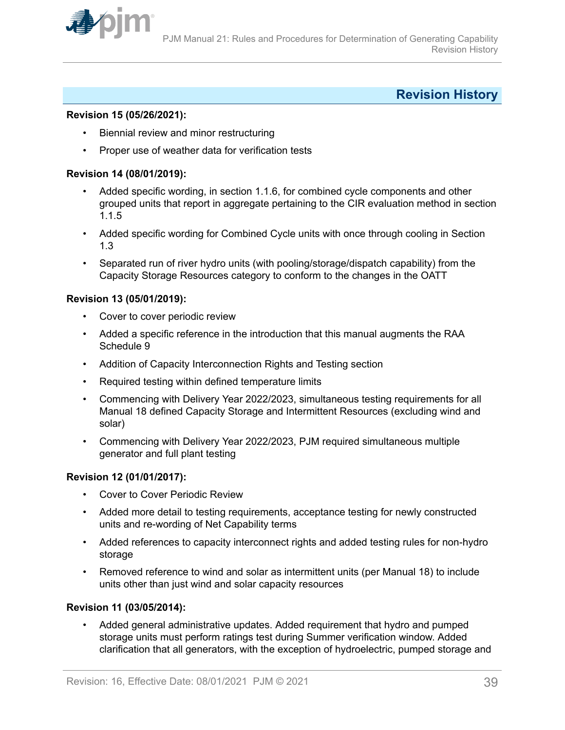## Revision History

**Revision 15 (05/26/2021):**

- Biennial review and minor restructuring
- Proper use of weather data for verification tests

**Revision 14 (08/01/2019):**

- Added specific wording, in section 1.1.6, for combined cycle components and other grouped units that report in aggregate pertaining to the CIR evaluation method in section 1.1.5
- Added specific wording for Combined Cycle units with once through cooling in Section 1.3
- Separated run of river hydro units (with pooling/storage/dispatch capability) from the Capacity Storage Resources category to conform to the changes in the OATT

**Revision 13 (05/01/2019):**

- Cover to cover periodic review
- Added a specific reference in the introduction that this manual augments the RAA Schedule 9
- Addition of Capacity Interconnection Rights and Testing section
- Required testing within defined temperature limits
- Commencing with Delivery Year 2022/2023, simultaneous testing requirements for all Manual 18 defined Capacity Storage and Intermittent Resources (excluding wind and solar)
- Commencing with Delivery Year 2022/2023, PJM required simultaneous multiple generator and full plant testing

**Revision 12 (01/01/2017):**

- Cover to Cover Periodic Review
- Added more detail to testing requirements, acceptance testing for newly constructed units and re-wording of Net Capability terms
- Added references to capacity interconnect rights and added testing rules for non-hydro storage
- Removed reference to wind and solar as intermittent units (per Manual 18) to include units other than just wind and solar capacity resources

**Revision 11 (03/05/2014):**

- Added general administrative updates. Added requirement that hydro and pumped storage units must perform ratings test during Summer verification window. Added clarification that all generators, with the exception of hydroelectric, pumped storage and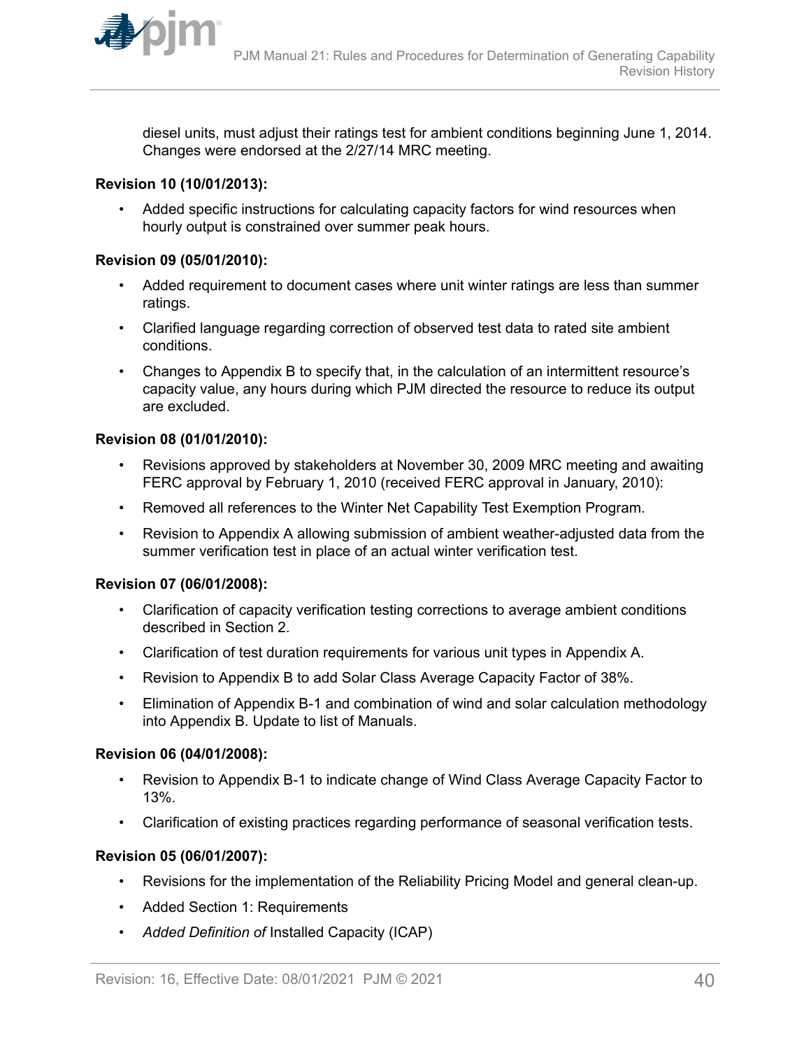diesel units, must adjust their ratings test for ambient conditions beginning June 1, 2014. Changes were endorsed at the 2/27/14 MRC meeting.

**Revision 10 (10/01/2013):**

- Added specific instructions for calculating capacity factors for wind resources when hourly output is constrained over summer peak hours.

**Revision 09 (05/01/2010):**

- Added requirement to document cases where unit winter ratings are less than summer ratings.
- Clarified language regarding correction of observed test data to rated site ambient conditions.
- Changes to Appendix B to specify that, in the calculation of an intermittent resource's capacity value, any hours during which PJM directed the resource to reduce its output are excluded.

**Revision 08 (01/01/2010):**

- Revisions approved by stakeholders at November 30, 2009 MRC meeting and awaiting FERC approval by February 1, 2010 (received FERC approval in January, 2010):
- Removed all references to the Winter Net Capability Test Exemption Program.
- Revision to Appendix A allowing submission of ambient weather-adjusted data from the summer verification test in place of an actual winter verification test.

**Revision 07 (06/01/2008):**

- Clarification of capacity verification testing corrections to average ambient conditions described in Section 2.
- Clarification of test duration requirements for various unit types in Appendix A.
- Revision to Appendix B to add Solar Class Average Capacity Factor of 38%.
- Elimination of Appendix B-1 and combination of wind and solar calculation methodology into Appendix B. Update to list of Manuals.

**Revision 06 (04/01/2008):**

- Revision to Appendix B-1 to indicate change of Wind Class Average Capacity Factor to 13%.
- Clarification of existing practices regarding performance of seasonal verification tests.

**Revision 05 (06/01/2007):**

- Revisions for the implementation of the Reliability Pricing Model and general clean-up.
- Added Section 1: Requirements
- *Added Definition of* Installed Capacity (ICAP)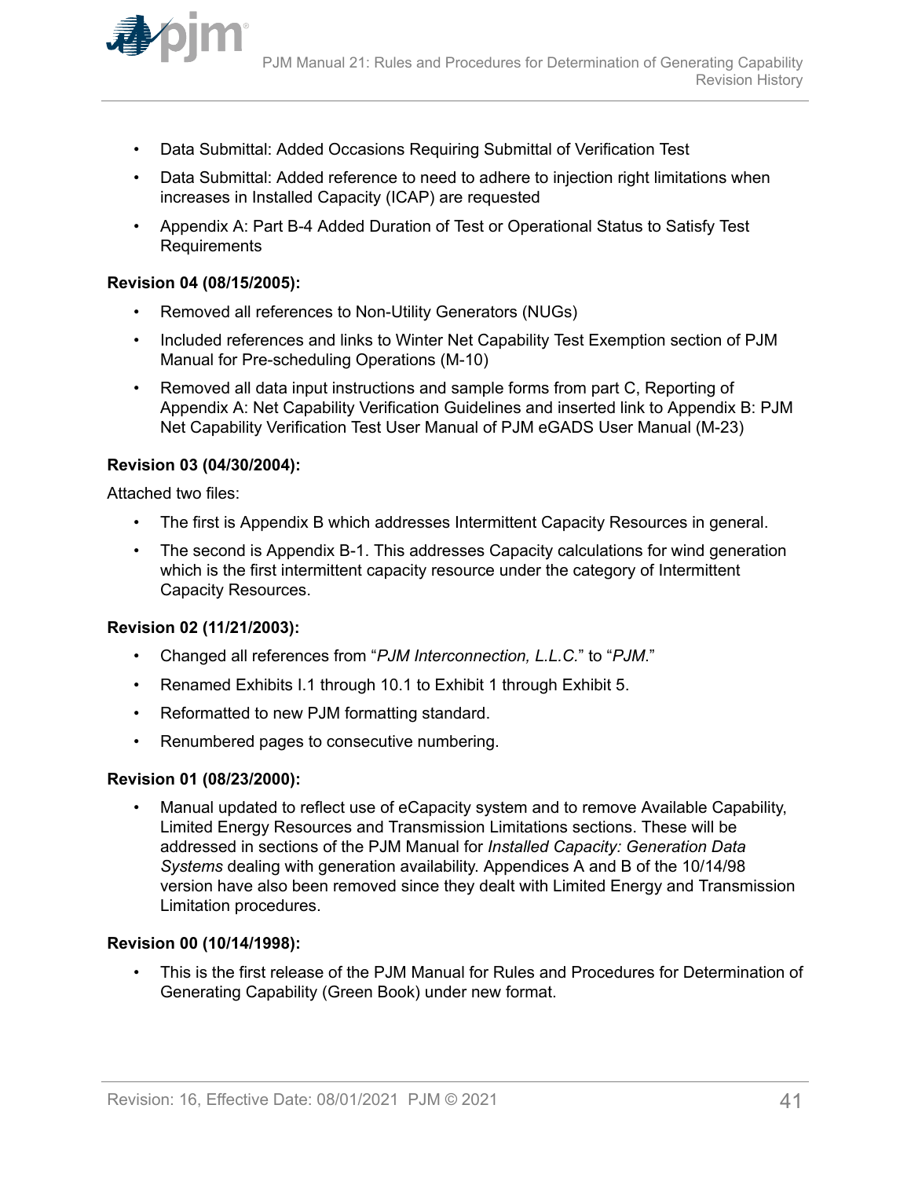- Data Submittal: Added Occasions Requiring Submittal of Verification Test
- Data Submittal: Added reference to need to adhere to injection right limitations when increases in Installed Capacity (ICAP) are requested
- Appendix A: Part B-4 Added Duration of Test or Operational Status to Satisfy Test Requirements

**Revision 04 (08/15/2005):**

- Removed all references to Non-Utility Generators (NUGs)
- Included references and links to Winter Net Capability Test Exemption section of PJM Manual for Pre-scheduling Operations (M-10)
- Removed all data input instructions and sample forms from part C, Reporting of Appendix A: Net Capability Verification Guidelines and inserted link to Appendix B: PJM Net Capability Verification Test User Manual of PJM eGADS User Manual (M-23)

**Revision 03 (04/30/2004):**

Attached two files:

- The first is Appendix B which addresses Intermittent Capacity Resources in general.
- The second is Appendix B-1. This addresses Capacity calculations for wind generation which is the first intermittent capacity resource under the category of Intermittent Capacity Resources.

**Revision 02 (11/21/2003):**

- Changed all references from "*PJM Interconnection, L.L.C.*" to "*PJM*."
- Renamed Exhibits I.1 through 10.1 to Exhibit 1 through Exhibit 5.
- Reformatted to new PJM formatting standard.
- Renumbered pages to consecutive numbering.

**Revision 01 (08/23/2000):**

- Manual updated to reflect use of eCapacity system and to remove Available Capability, Limited Energy Resources and Transmission Limitations sections. These will be addressed in sections of the PJM Manual for *Installed Capacity: Generation Data Systems* dealing with generation availability. Appendices A and B of the 10/14/98 version have also been removed since they dealt with Limited Energy and Transmission Limitation procedures.

**Revision 00 (10/14/1998):**

- This is the first release of the PJM Manual for Rules and Procedures for Determination of Generating Capability (Green Book) under new format.